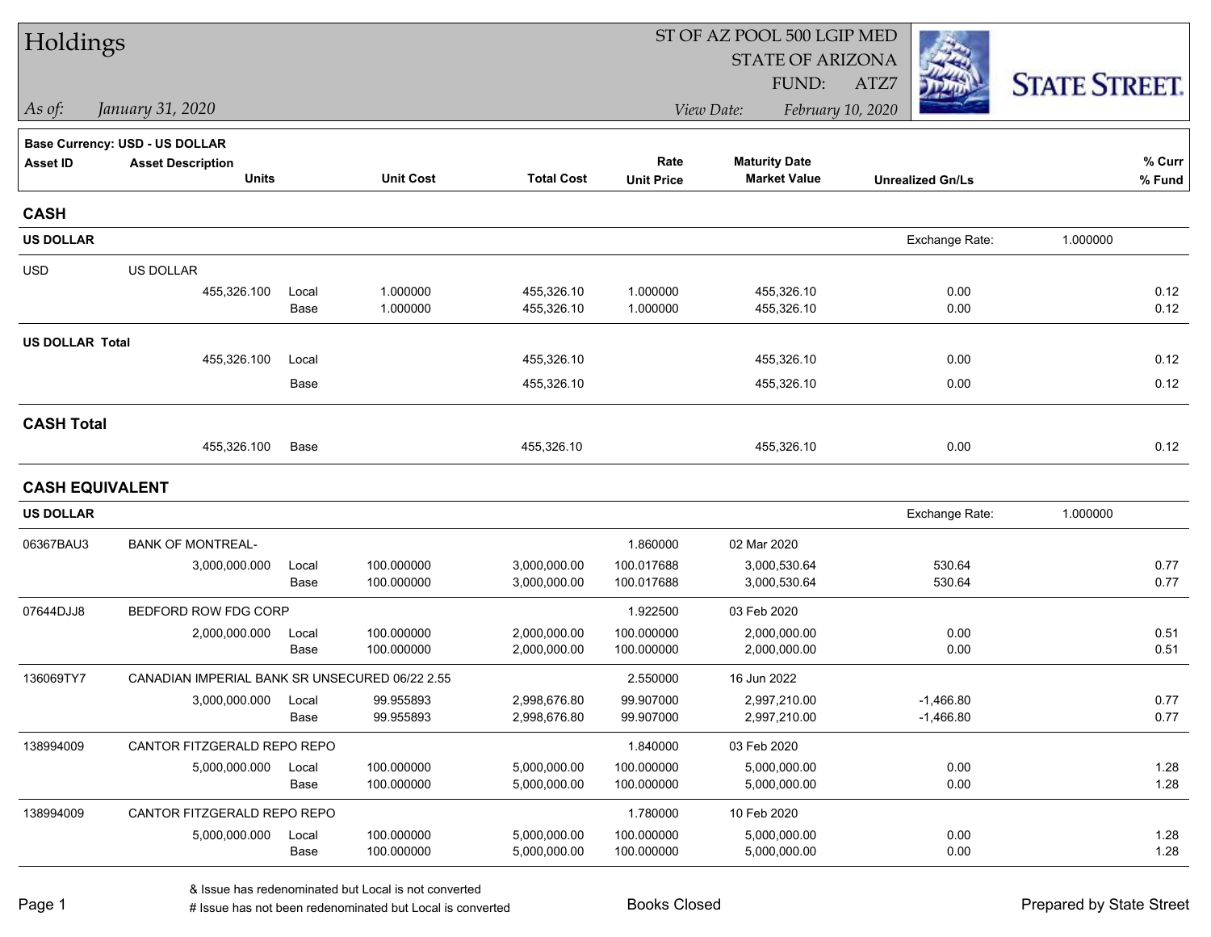# Holdings

ST OF AZ POOL 500 LGIP MED
STATE OF ARIZONA
FUND: ATZ7

*As of: January 31, 2020*

*View Date: February 10, 2020*

STATE STREET.

**Base Currency: USD - US DOLLAR**

| Asset ID | Asset Description / Units | | Unit Cost | Total Cost | Rate / Unit Price | Maturity Date / Market Value | Unrealized Gn/Ls | % Curr / % Fund |
|---|---|---|---|---|---|---|---|---|
| **CASH** | | | | | | | | |
| **US DOLLAR** | | | | | | | Exchange Rate: | 1.000000 |
| USD | US DOLLAR | | | | | | | |
| | 455,326.100 | Local | 1.000000 | 455,326.10 | 1.000000 | 455,326.10 | 0.00 | 0.12 |
| | | Base | 1.000000 | 455,326.10 | 1.000000 | 455,326.10 | 0.00 | 0.12 |
| **US DOLLAR Total** | | | | | | | | |
| | 455,326.100 | Local | | 455,326.10 | | 455,326.10 | 0.00 | 0.12 |
| | | Base | | 455,326.10 | | 455,326.10 | 0.00 | 0.12 |
| **CASH Total** | | | | | | | | |
| | 455,326.100 | Base | | 455,326.10 | | 455,326.10 | 0.00 | 0.12 |
| **CASH EQUIVALENT** | | | | | | | | |
| **US DOLLAR** | | | | | | | Exchange Rate: | 1.000000 |
| 06367BAU3 | BANK OF MONTREAL- | | | | 1.860000 | 02 Mar 2020 | | |
| | 3,000,000.000 | Local | 100.000000 | 3,000,000.00 | 100.017688 | 3,000,530.64 | 530.64 | 0.77 |
| | | Base | 100.000000 | 3,000,000.00 | 100.017688 | 3,000,530.64 | 530.64 | 0.77 |
| 07644DJJ8 | BEDFORD ROW FDG CORP | | | | 1.922500 | 03 Feb 2020 | | |
| | 2,000,000.000 | Local | 100.000000 | 2,000,000.00 | 100.000000 | 2,000,000.00 | 0.00 | 0.51 |
| | | Base | 100.000000 | 2,000,000.00 | 100.000000 | 2,000,000.00 | 0.00 | 0.51 |
| 136069TY7 | CANADIAN IMPERIAL BANK SR UNSECURED 06/22 2.55 | | | | 2.550000 | 16 Jun 2022 | | |
| | 3,000,000.000 | Local | 99.955893 | 2,998,676.80 | 99.907000 | 2,997,210.00 | -1,466.80 | 0.77 |
| | | Base | 99.955893 | 2,998,676.80 | 99.907000 | 2,997,210.00 | -1,466.80 | 0.77 |
| 138994009 | CANTOR FITZGERALD REPO REPO | | | | 1.840000 | 03 Feb 2020 | | |
| | 5,000,000.000 | Local | 100.000000 | 5,000,000.00 | 100.000000 | 5,000,000.00 | 0.00 | 1.28 |
| | | Base | 100.000000 | 5,000,000.00 | 100.000000 | 5,000,000.00 | 0.00 | 1.28 |
| 138994009 | CANTOR FITZGERALD REPO REPO | | | | 1.780000 | 10 Feb 2020 | | |
| | 5,000,000.000 | Local | 100.000000 | 5,000,000.00 | 100.000000 | 5,000,000.00 | 0.00 | 1.28 |
| | | Base | 100.000000 | 5,000,000.00 | 100.000000 | 5,000,000.00 | 0.00 | 1.28 |

& Issue has redenominated but Local is not converted

# Issue has not been redenominated but Local is converted

Books Closed

Prepared by State Street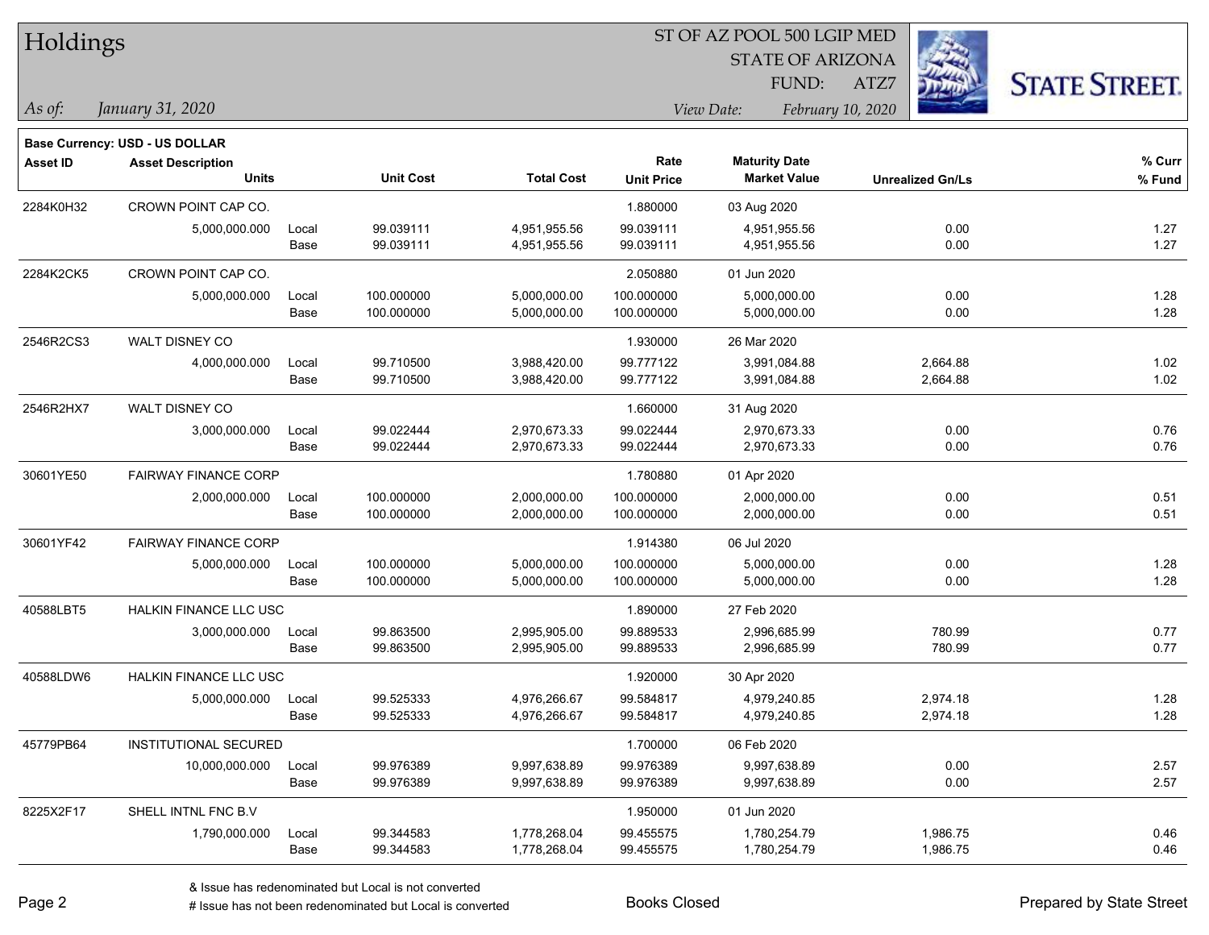# Holdings

ST OF AZ POOL 500 LGIP MED
STATE OF ARIZONA
FUND: ATZ7

*As of:* *January 31, 2020*

*View Date:* *February 10, 2020*

**Base Currency: USD - US DOLLAR**

| Asset ID | Asset Description / Units | | Unit Cost | Total Cost | Rate / Unit Price | Maturity Date / Market Value | Unrealized Gn/Ls | % Curr / % Fund |
|---|---|---|---|---|---|---|---|---|
| 2284K0H32 | CROWN POINT CAP CO. | | | | 1.880000 | 03 Aug 2020 | | |
| | 5,000,000.000 | Local | 99.039111 | 4,951,955.56 | 99.039111 | 4,951,955.56 | 0.00 | 1.27 |
| | | Base | 99.039111 | 4,951,955.56 | 99.039111 | 4,951,955.56 | 0.00 | 1.27 |
| 2284K2CK5 | CROWN POINT CAP CO. | | | | 2.050880 | 01 Jun 2020 | | |
| | 5,000,000.000 | Local | 100.000000 | 5,000,000.00 | 100.000000 | 5,000,000.00 | 0.00 | 1.28 |
| | | Base | 100.000000 | 5,000,000.00 | 100.000000 | 5,000,000.00 | 0.00 | 1.28 |
| 2546R2CS3 | WALT DISNEY CO | | | | 1.930000 | 26 Mar 2020 | | |
| | 4,000,000.000 | Local | 99.710500 | 3,988,420.00 | 99.777122 | 3,991,084.88 | 2,664.88 | 1.02 |
| | | Base | 99.710500 | 3,988,420.00 | 99.777122 | 3,991,084.88 | 2,664.88 | 1.02 |
| 2546R2HX7 | WALT DISNEY CO | | | | 1.660000 | 31 Aug 2020 | | |
| | 3,000,000.000 | Local | 99.022444 | 2,970,673.33 | 99.022444 | 2,970,673.33 | 0.00 | 0.76 |
| | | Base | 99.022444 | 2,970,673.33 | 99.022444 | 2,970,673.33 | 0.00 | 0.76 |
| 30601YE50 | FAIRWAY FINANCE CORP | | | | 1.780880 | 01 Apr 2020 | | |
| | 2,000,000.000 | Local | 100.000000 | 2,000,000.00 | 100.000000 | 2,000,000.00 | 0.00 | 0.51 |
| | | Base | 100.000000 | 2,000,000.00 | 100.000000 | 2,000,000.00 | 0.00 | 0.51 |
| 30601YF42 | FAIRWAY FINANCE CORP | | | | 1.914380 | 06 Jul 2020 | | |
| | 5,000,000.000 | Local | 100.000000 | 5,000,000.00 | 100.000000 | 5,000,000.00 | 0.00 | 1.28 |
| | | Base | 100.000000 | 5,000,000.00 | 100.000000 | 5,000,000.00 | 0.00 | 1.28 |
| 40588LBT5 | HALKIN FINANCE LLC USC | | | | 1.890000 | 27 Feb 2020 | | |
| | 3,000,000.000 | Local | 99.863500 | 2,995,905.00 | 99.889533 | 2,996,685.99 | 780.99 | 0.77 |
| | | Base | 99.863500 | 2,995,905.00 | 99.889533 | 2,996,685.99 | 780.99 | 0.77 |
| 40588LDW6 | HALKIN FINANCE LLC USC | | | | 1.920000 | 30 Apr 2020 | | |
| | 5,000,000.000 | Local | 99.525333 | 4,976,266.67 | 99.584817 | 4,979,240.85 | 2,974.18 | 1.28 |
| | | Base | 99.525333 | 4,976,266.67 | 99.584817 | 4,979,240.85 | 2,974.18 | 1.28 |
| 45779PB64 | INSTITUTIONAL SECURED | | | | 1.700000 | 06 Feb 2020 | | |
| | 10,000,000.000 | Local | 99.976389 | 9,997,638.89 | 99.976389 | 9,997,638.89 | 0.00 | 2.57 |
| | | Base | 99.976389 | 9,997,638.89 | 99.976389 | 9,997,638.89 | 0.00 | 2.57 |
| 8225X2F17 | SHELL INTNL FNC B.V | | | | 1.950000 | 01 Jun 2020 | | |
| | 1,790,000.000 | Local | 99.344583 | 1,778,268.04 | 99.455575 | 1,780,254.79 | 1,986.75 | 0.46 |
| | | Base | 99.344583 | 1,778,268.04 | 99.455575 | 1,780,254.79 | 1,986.75 | 0.46 |

& Issue has redenominated but Local is not converted
# Issue has not been redenominated but Local is converted

Books Closed

Prepared by State Street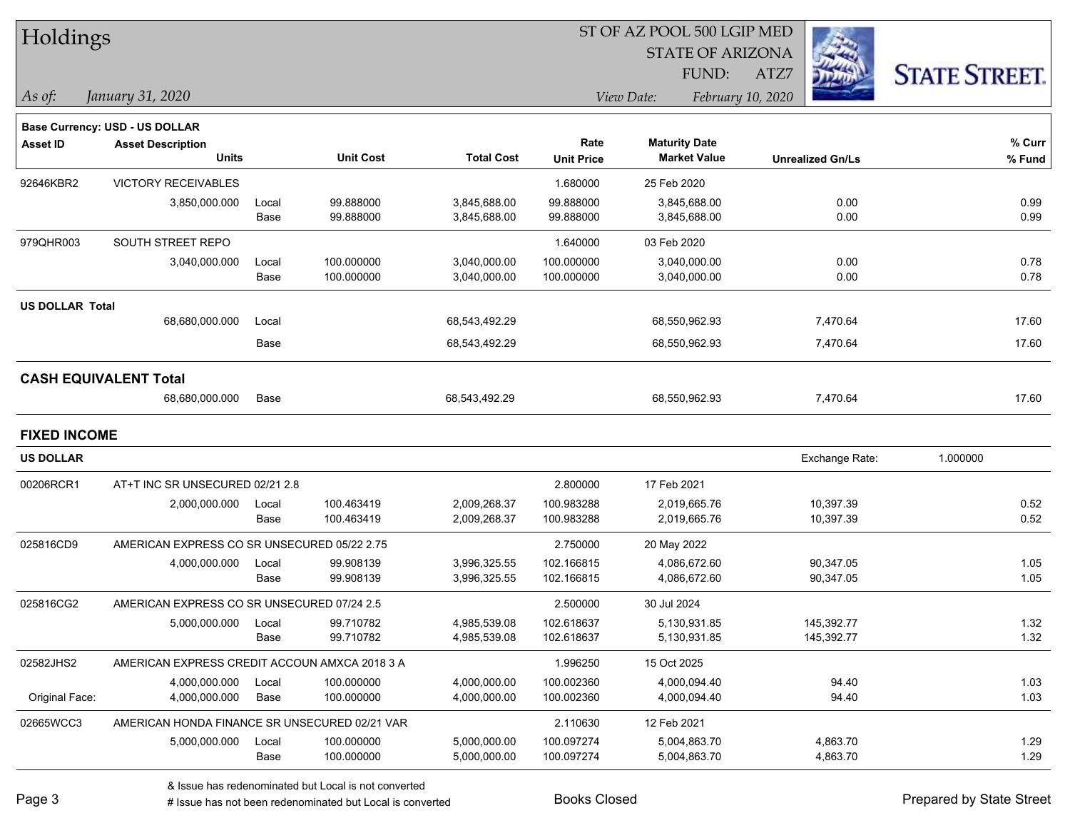# Holdings

ST OF AZ POOL 500 LGIP MED
STATE OF ARIZONA
FUND: ATZ7

*As of: January 31, 2020*

*View Date: February 10, 2020*

**Base Currency: USD - US DOLLAR**

| Asset ID | Asset Description / Units | | Unit Cost | Total Cost | Rate / Unit Price | Maturity Date / Market Value | Unrealized Gn/Ls | % Curr / % Fund |
|---|---|---|---|---|---|---|---|---|
| 92646KBR2 | VICTORY RECEIVABLES | | | | 1.680000 | 25 Feb 2020 | | |
| | 3,850,000.000 | Local | 99.888000 | 3,845,688.00 | 99.888000 | 3,845,688.00 | 0.00 | 0.99 |
| | | Base | 99.888000 | 3,845,688.00 | 99.888000 | 3,845,688.00 | 0.00 | 0.99 |
| 979QHR003 | SOUTH STREET REPO | | | | 1.640000 | 03 Feb 2020 | | |
| | 3,040,000.000 | Local | 100.000000 | 3,040,000.00 | 100.000000 | 3,040,000.00 | 0.00 | 0.78 |
| | | Base | 100.000000 | 3,040,000.00 | 100.000000 | 3,040,000.00 | 0.00 | 0.78 |
| **US DOLLAR Total** | | | | | | | | |
| | 68,680,000.000 | Local | | 68,543,492.29 | | 68,550,962.93 | 7,470.64 | 17.60 |
| | | Base | | 68,543,492.29 | | 68,550,962.93 | 7,470.64 | 17.60 |
| **CASH EQUIVALENT Total** | | | | | | | | |
| | 68,680,000.000 | Base | | 68,543,492.29 | | 68,550,962.93 | 7,470.64 | 17.60 |

## FIXED INCOME

**US DOLLAR** — Exchange Rate: 1.000000

| Asset ID | Asset Description / Units | | Unit Cost | Total Cost | Rate / Unit Price | Maturity Date / Market Value | Unrealized Gn/Ls | % Curr / % Fund |
|---|---|---|---|---|---|---|---|---|
| 00206RCR1 | AT+T INC SR UNSECURED 02/21 2.8 | | | | 2.800000 | 17 Feb 2021 | | |
| | 2,000,000.000 | Local | 100.463419 | 2,009,268.37 | 100.983288 | 2,019,665.76 | 10,397.39 | 0.52 |
| | | Base | 100.463419 | 2,009,268.37 | 100.983288 | 2,019,665.76 | 10,397.39 | 0.52 |
| 025816CD9 | AMERICAN EXPRESS CO SR UNSECURED 05/22 2.75 | | | | 2.750000 | 20 May 2022 | | |
| | 4,000,000.000 | Local | 99.908139 | 3,996,325.55 | 102.166815 | 4,086,672.60 | 90,347.05 | 1.05 |
| | | Base | 99.908139 | 3,996,325.55 | 102.166815 | 4,086,672.60 | 90,347.05 | 1.05 |
| 025816CG2 | AMERICAN EXPRESS CO SR UNSECURED 07/24 2.5 | | | | 2.500000 | 30 Jul 2024 | | |
| | 5,000,000.000 | Local | 99.710782 | 4,985,539.08 | 102.618637 | 5,130,931.85 | 145,392.77 | 1.32 |
| | | Base | 99.710782 | 4,985,539.08 | 102.618637 | 5,130,931.85 | 145,392.77 | 1.32 |
| 02582JHS2 | AMERICAN EXPRESS CREDIT ACCOUN AMXCA 2018 3 A | | | | 1.996250 | 15 Oct 2025 | | |
| | 4,000,000.000 | Local | 100.000000 | 4,000,000.00 | 100.002360 | 4,000,094.40 | 94.40 | 1.03 |
| Original Face: | 4,000,000.000 | Base | 100.000000 | 4,000,000.00 | 100.002360 | 4,000,094.40 | 94.40 | 1.03 |
| 02665WCC3 | AMERICAN HONDA FINANCE SR UNSECURED 02/21 VAR | | | | 2.110630 | 12 Feb 2021 | | |
| | 5,000,000.000 | Local | 100.000000 | 5,000,000.00 | 100.097274 | 5,004,863.70 | 4,863.70 | 1.29 |
| | | Base | 100.000000 | 5,000,000.00 | 100.097274 | 5,004,863.70 | 4,863.70 | 1.29 |

& Issue has redenominated but Local is not converted
# Issue has not been redenominated but Local is converted

Books Closed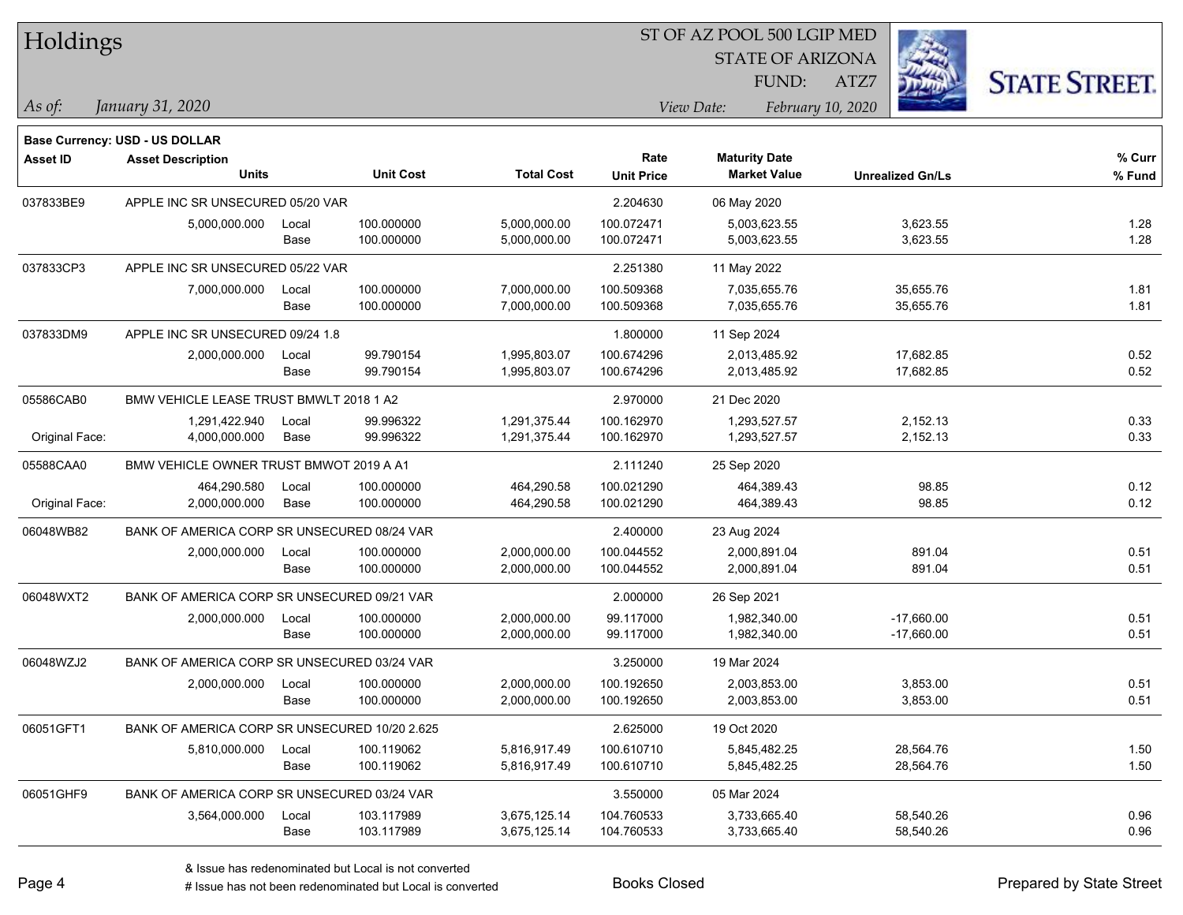# Holdings

ST OF AZ POOL 500 LGIP MED
STATE OF ARIZONA
FUND: ATZ7

*As of: January 31, 2020*

*View Date: February 10, 2020*

**Base Currency: USD - US DOLLAR**

| Asset ID | Asset Description / Units | | Unit Cost | Total Cost | Rate / Unit Price | Maturity Date / Market Value | Unrealized Gn/Ls | % Curr / % Fund |
|---|---|---|---|---|---|---|---|---|
| 037833BE9 | APPLE INC SR UNSECURED 05/20 VAR | | | | 2.204630 | 06 May 2020 | | |
| | 5,000,000.000 | Local | 100.000000 | 5,000,000.00 | 100.072471 | 5,003,623.55 | 3,623.55 | 1.28 |
| | | Base | 100.000000 | 5,000,000.00 | 100.072471 | 5,003,623.55 | 3,623.55 | 1.28 |
| 037833CP3 | APPLE INC SR UNSECURED 05/22 VAR | | | | 2.251380 | 11 May 2022 | | |
| | 7,000,000.000 | Local | 100.000000 | 7,000,000.00 | 100.509368 | 7,035,655.76 | 35,655.76 | 1.81 |
| | | Base | 100.000000 | 7,000,000.00 | 100.509368 | 7,035,655.76 | 35,655.76 | 1.81 |
| 037833DM9 | APPLE INC SR UNSECURED 09/24 1.8 | | | | 1.800000 | 11 Sep 2024 | | |
| | 2,000,000.000 | Local | 99.790154 | 1,995,803.07 | 100.674296 | 2,013,485.92 | 17,682.85 | 0.52 |
| | | Base | 99.790154 | 1,995,803.07 | 100.674296 | 2,013,485.92 | 17,682.85 | 0.52 |
| 05586CAB0 | BMW VEHICLE LEASE TRUST BMWLT 2018 1 A2 | | | | 2.970000 | 21 Dec 2020 | | |
| | 1,291,422.940 | Local | 99.996322 | 1,291,375.44 | 100.162970 | 1,293,527.57 | 2,152.13 | 0.33 |
| Original Face: | 4,000,000.000 | Base | 99.996322 | 1,291,375.44 | 100.162970 | 1,293,527.57 | 2,152.13 | 0.33 |
| 05588CAA0 | BMW VEHICLE OWNER TRUST BMWOT 2019 A A1 | | | | 2.111240 | 25 Sep 2020 | | |
| | 464,290.580 | Local | 100.000000 | 464,290.58 | 100.021290 | 464,389.43 | 98.85 | 0.12 |
| Original Face: | 2,000,000.000 | Base | 100.000000 | 464,290.58 | 100.021290 | 464,389.43 | 98.85 | 0.12 |
| 06048WB82 | BANK OF AMERICA CORP SR UNSECURED 08/24 VAR | | | | 2.400000 | 23 Aug 2024 | | |
| | 2,000,000.000 | Local | 100.000000 | 2,000,000.00 | 100.044552 | 2,000,891.04 | 891.04 | 0.51 |
| | | Base | 100.000000 | 2,000,000.00 | 100.044552 | 2,000,891.04 | 891.04 | 0.51 |
| 06048WXT2 | BANK OF AMERICA CORP SR UNSECURED 09/21 VAR | | | | 2.000000 | 26 Sep 2021 | | |
| | 2,000,000.000 | Local | 100.000000 | 2,000,000.00 | 99.117000 | 1,982,340.00 | -17,660.00 | 0.51 |
| | | Base | 100.000000 | 2,000,000.00 | 99.117000 | 1,982,340.00 | -17,660.00 | 0.51 |
| 06048WZJ2 | BANK OF AMERICA CORP SR UNSECURED 03/24 VAR | | | | 3.250000 | 19 Mar 2024 | | |
| | 2,000,000.000 | Local | 100.000000 | 2,000,000.00 | 100.192650 | 2,003,853.00 | 3,853.00 | 0.51 |
| | | Base | 100.000000 | 2,000,000.00 | 100.192650 | 2,003,853.00 | 3,853.00 | 0.51 |
| 06051GFT1 | BANK OF AMERICA CORP SR UNSECURED 10/20 2.625 | | | | 2.625000 | 19 Oct 2020 | | |
| | 5,810,000.000 | Local | 100.119062 | 5,816,917.49 | 100.610710 | 5,845,482.25 | 28,564.76 | 1.50 |
| | | Base | 100.119062 | 5,816,917.49 | 100.610710 | 5,845,482.25 | 28,564.76 | 1.50 |
| 06051GHF9 | BANK OF AMERICA CORP SR UNSECURED 03/24 VAR | | | | 3.550000 | 05 Mar 2024 | | |
| | 3,564,000.000 | Local | 103.117989 | 3,675,125.14 | 104.760533 | 3,733,665.40 | 58,540.26 | 0.96 |
| | | Base | 103.117989 | 3,675,125.14 | 104.760533 | 3,733,665.40 | 58,540.26 | 0.96 |

& Issue has redenominated but Local is not converted
# Issue has not been redenominated but Local is converted

Books Closed

Prepared by State Street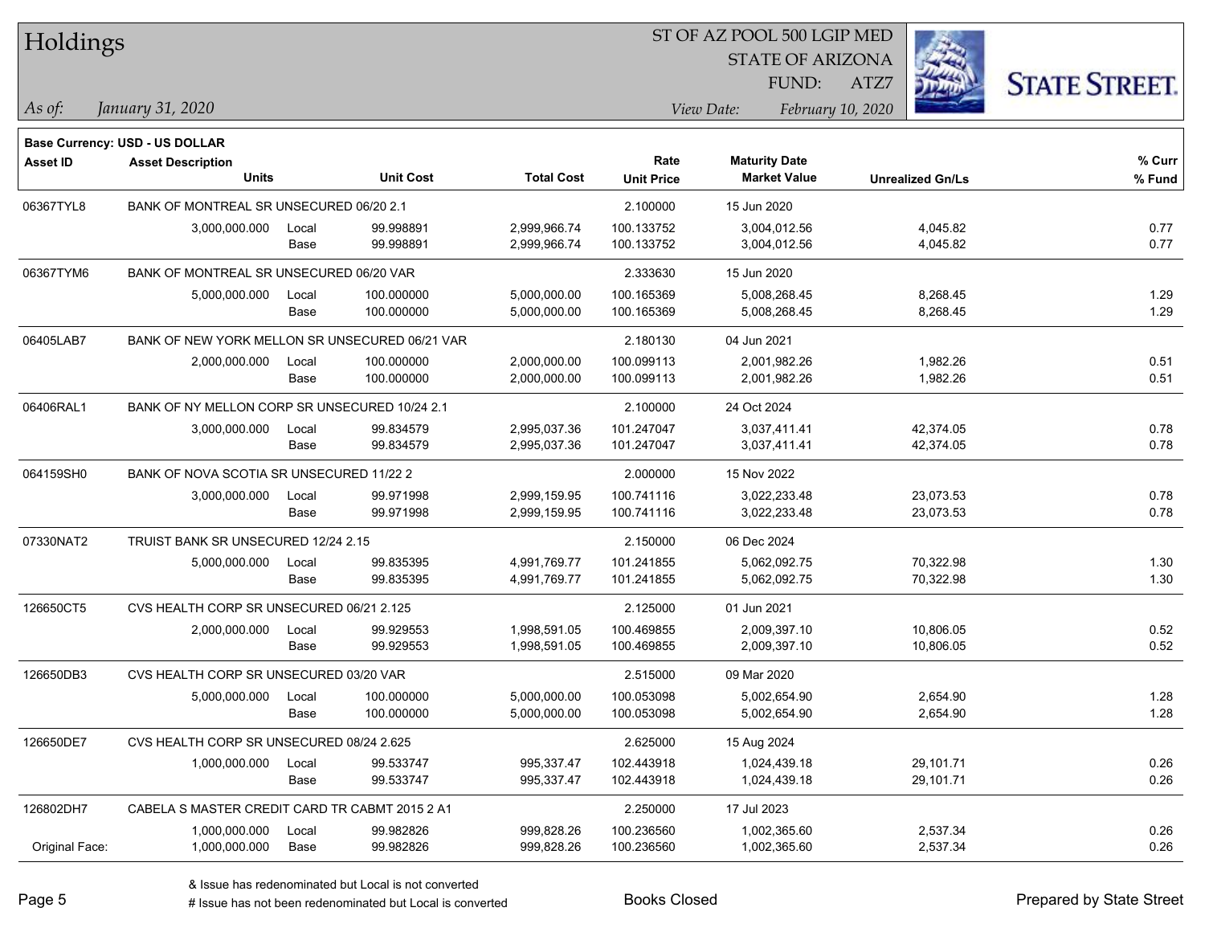# Holdings

ST OF AZ POOL 500 LGIP MED
STATE OF ARIZONA
FUND: ATZ7

*As of:* *January 31, 2020*

*View Date:* *February 10, 2020*

**Base Currency: USD - US DOLLAR**

| Asset ID | Asset Description / Units | | Unit Cost | Total Cost | Rate / Unit Price | Maturity Date / Market Value | Unrealized Gn/Ls | % Curr / % Fund |
|---|---|---|---|---|---|---|---|---|
| 06367TYL8 | BANK OF MONTREAL SR UNSECURED 06/20 2.1 | | | | 2.100000 | 15 Jun 2020 | | |
| | 3,000,000.000 | Local | 99.998891 | 2,999,966.74 | 100.133752 | 3,004,012.56 | 4,045.82 | 0.77 |
| | | Base | 99.998891 | 2,999,966.74 | 100.133752 | 3,004,012.56 | 4,045.82 | 0.77 |
| 06367TYM6 | BANK OF MONTREAL SR UNSECURED 06/20 VAR | | | | 2.333630 | 15 Jun 2020 | | |
| | 5,000,000.000 | Local | 100.000000 | 5,000,000.00 | 100.165369 | 5,008,268.45 | 8,268.45 | 1.29 |
| | | Base | 100.000000 | 5,000,000.00 | 100.165369 | 5,008,268.45 | 8,268.45 | 1.29 |
| 06405LAB7 | BANK OF NEW YORK MELLON SR UNSECURED 06/21 VAR | | | | 2.180130 | 04 Jun 2021 | | |
| | 2,000,000.000 | Local | 100.000000 | 2,000,000.00 | 100.099113 | 2,001,982.26 | 1,982.26 | 0.51 |
| | | Base | 100.000000 | 2,000,000.00 | 100.099113 | 2,001,982.26 | 1,982.26 | 0.51 |
| 06406RAL1 | BANK OF NY MELLON CORP SR UNSECURED 10/24 2.1 | | | | 2.100000 | 24 Oct 2024 | | |
| | 3,000,000.000 | Local | 99.834579 | 2,995,037.36 | 101.247047 | 3,037,411.41 | 42,374.05 | 0.78 |
| | | Base | 99.834579 | 2,995,037.36 | 101.247047 | 3,037,411.41 | 42,374.05 | 0.78 |
| 064159SH0 | BANK OF NOVA SCOTIA SR UNSECURED 11/22 2 | | | | 2.000000 | 15 Nov 2022 | | |
| | 3,000,000.000 | Local | 99.971998 | 2,999,159.95 | 100.741116 | 3,022,233.48 | 23,073.53 | 0.78 |
| | | Base | 99.971998 | 2,999,159.95 | 100.741116 | 3,022,233.48 | 23,073.53 | 0.78 |
| 07330NAT2 | TRUIST BANK SR UNSECURED 12/24 2.15 | | | | 2.150000 | 06 Dec 2024 | | |
| | 5,000,000.000 | Local | 99.835395 | 4,991,769.77 | 101.241855 | 5,062,092.75 | 70,322.98 | 1.30 |
| | | Base | 99.835395 | 4,991,769.77 | 101.241855 | 5,062,092.75 | 70,322.98 | 1.30 |
| 126650CT5 | CVS HEALTH CORP SR UNSECURED 06/21 2.125 | | | | 2.125000 | 01 Jun 2021 | | |
| | 2,000,000.000 | Local | 99.929553 | 1,998,591.05 | 100.469855 | 2,009,397.10 | 10,806.05 | 0.52 |
| | | Base | 99.929553 | 1,998,591.05 | 100.469855 | 2,009,397.10 | 10,806.05 | 0.52 |
| 126650DB3 | CVS HEALTH CORP SR UNSECURED 03/20 VAR | | | | 2.515000 | 09 Mar 2020 | | |
| | 5,000,000.000 | Local | 100.000000 | 5,000,000.00 | 100.053098 | 5,002,654.90 | 2,654.90 | 1.28 |
| | | Base | 100.000000 | 5,000,000.00 | 100.053098 | 5,002,654.90 | 2,654.90 | 1.28 |
| 126650DE7 | CVS HEALTH CORP SR UNSECURED 08/24 2.625 | | | | 2.625000 | 15 Aug 2024 | | |
| | 1,000,000.000 | Local | 99.533747 | 995,337.47 | 102.443918 | 1,024,439.18 | 29,101.71 | 0.26 |
| | | Base | 99.533747 | 995,337.47 | 102.443918 | 1,024,439.18 | 29,101.71 | 0.26 |
| 126802DH7 | CABELA S MASTER CREDIT CARD TR CABMT 2015 2 A1 | | | | 2.250000 | 17 Jul 2023 | | |
| | 1,000,000.000 | Local | 99.982826 | 999,828.26 | 100.236560 | 1,002,365.60 | 2,537.34 | 0.26 |
| Original Face: | 1,000,000.000 | Base | 99.982826 | 999,828.26 | 100.236560 | 1,002,365.60 | 2,537.34 | 0.26 |

& Issue has redenominated but Local is not converted
# Issue has not been redenominated but Local is converted

Books Closed

Prepared by State Street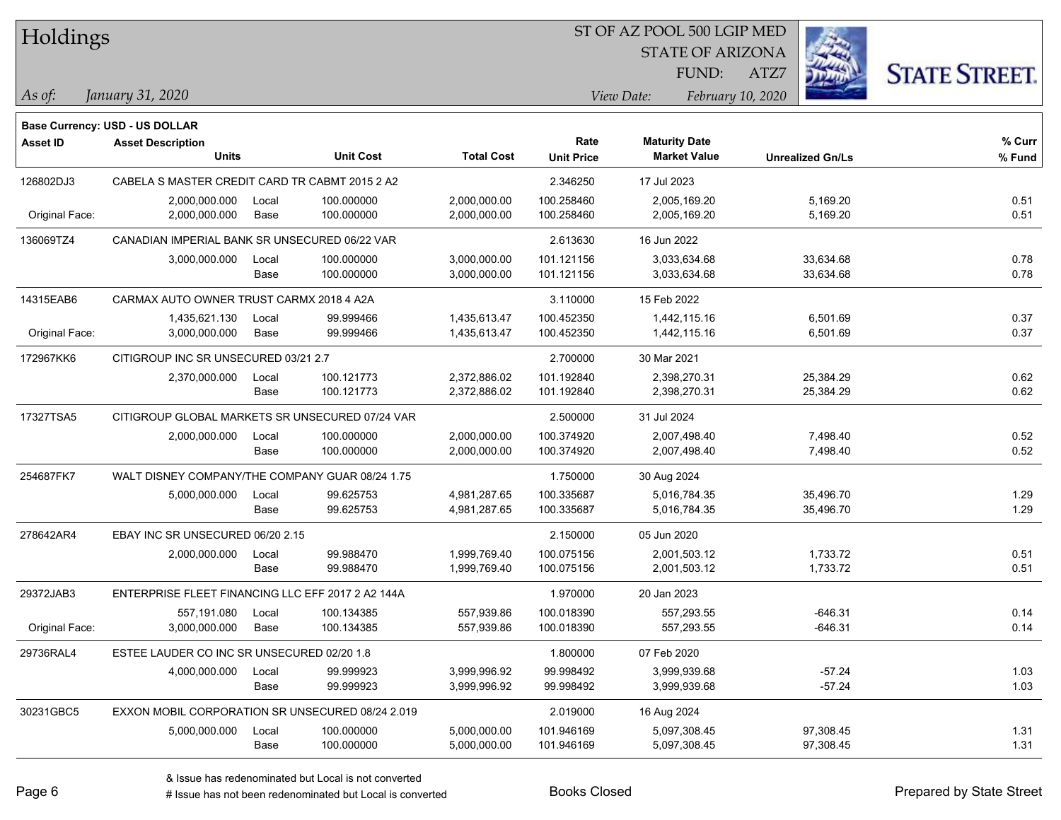# Holdings

ST OF AZ POOL 500 LGIP MED
STATE OF ARIZONA
FUND: ATZ7

*As of:* *January 31, 2020*

*View Date:* *February 10, 2020*

**Base Currency: USD - US DOLLAR**

| Asset ID | Asset Description / Units | | Unit Cost | Total Cost | Rate / Unit Price | Maturity Date / Market Value | Unrealized Gn/Ls | % Curr / % Fund |
|---|---|---|---|---|---|---|---|---|
| 126802DJ3 | CABELA S MASTER CREDIT CARD TR CABMT 2015 2 A2 | | | | 2.346250 | 17 Jul 2023 | | |
| | 2,000,000.000 | Local | 100.000000 | 2,000,000.00 | 100.258460 | 2,005,169.20 | 5,169.20 | 0.51 |
| Original Face: | 2,000,000.000 | Base | 100.000000 | 2,000,000.00 | 100.258460 | 2,005,169.20 | 5,169.20 | 0.51 |
| 136069TZ4 | CANADIAN IMPERIAL BANK SR UNSECURED 06/22 VAR | | | | 2.613630 | 16 Jun 2022 | | |
| | 3,000,000.000 | Local | 100.000000 | 3,000,000.00 | 101.121156 | 3,033,634.68 | 33,634.68 | 0.78 |
| | | Base | 100.000000 | 3,000,000.00 | 101.121156 | 3,033,634.68 | 33,634.68 | 0.78 |
| 14315EAB6 | CARMAX AUTO OWNER TRUST CARMX 2018 4 A2A | | | | 3.110000 | 15 Feb 2022 | | |
| | 1,435,621.130 | Local | 99.999466 | 1,435,613.47 | 100.452350 | 1,442,115.16 | 6,501.69 | 0.37 |
| Original Face: | 3,000,000.000 | Base | 99.999466 | 1,435,613.47 | 100.452350 | 1,442,115.16 | 6,501.69 | 0.37 |
| 172967KK6 | CITIGROUP INC SR UNSECURED 03/21 2.7 | | | | 2.700000 | 30 Mar 2021 | | |
| | 2,370,000.000 | Local | 100.121773 | 2,372,886.02 | 101.192840 | 2,398,270.31 | 25,384.29 | 0.62 |
| | | Base | 100.121773 | 2,372,886.02 | 101.192840 | 2,398,270.31 | 25,384.29 | 0.62 |
| 17327TSA5 | CITIGROUP GLOBAL MARKETS SR UNSECURED 07/24 VAR | | | | 2.500000 | 31 Jul 2024 | | |
| | 2,000,000.000 | Local | 100.000000 | 2,000,000.00 | 100.374920 | 2,007,498.40 | 7,498.40 | 0.52 |
| | | Base | 100.000000 | 2,000,000.00 | 100.374920 | 2,007,498.40 | 7,498.40 | 0.52 |
| 254687FK7 | WALT DISNEY COMPANY/THE COMPANY GUAR 08/24 1.75 | | | | 1.750000 | 30 Aug 2024 | | |
| | 5,000,000.000 | Local | 99.625753 | 4,981,287.65 | 100.335687 | 5,016,784.35 | 35,496.70 | 1.29 |
| | | Base | 99.625753 | 4,981,287.65 | 100.335687 | 5,016,784.35 | 35,496.70 | 1.29 |
| 278642AR4 | EBAY INC SR UNSECURED 06/20 2.15 | | | | 2.150000 | 05 Jun 2020 | | |
| | 2,000,000.000 | Local | 99.988470 | 1,999,769.40 | 100.075156 | 2,001,503.12 | 1,733.72 | 0.51 |
| | | Base | 99.988470 | 1,999,769.40 | 100.075156 | 2,001,503.12 | 1,733.72 | 0.51 |
| 29372JAB3 | ENTERPRISE FLEET FINANCING LLC EFF 2017 2 A2 144A | | | | 1.970000 | 20 Jan 2023 | | |
| | 557,191.080 | Local | 100.134385 | 557,939.86 | 100.018390 | 557,293.55 | -646.31 | 0.14 |
| Original Face: | 3,000,000.000 | Base | 100.134385 | 557,939.86 | 100.018390 | 557,293.55 | -646.31 | 0.14 |
| 29736RAL4 | ESTEE LAUDER CO INC SR UNSECURED 02/20 1.8 | | | | 1.800000 | 07 Feb 2020 | | |
| | 4,000,000.000 | Local | 99.999923 | 3,999,996.92 | 99.998492 | 3,999,939.68 | -57.24 | 1.03 |
| | | Base | 99.999923 | 3,999,996.92 | 99.998492 | 3,999,939.68 | -57.24 | 1.03 |
| 30231GBC5 | EXXON MOBIL CORPORATION SR UNSECURED 08/24 2.019 | | | | 2.019000 | 16 Aug 2024 | | |
| | 5,000,000.000 | Local | 100.000000 | 5,000,000.00 | 101.946169 | 5,097,308.45 | 97,308.45 | 1.31 |
| | | Base | 100.000000 | 5,000,000.00 | 101.946169 | 5,097,308.45 | 97,308.45 | 1.31 |

& Issue has redenominated but Local is not converted
# Issue has not been redenominated but Local is converted

Books Closed

Prepared by State Street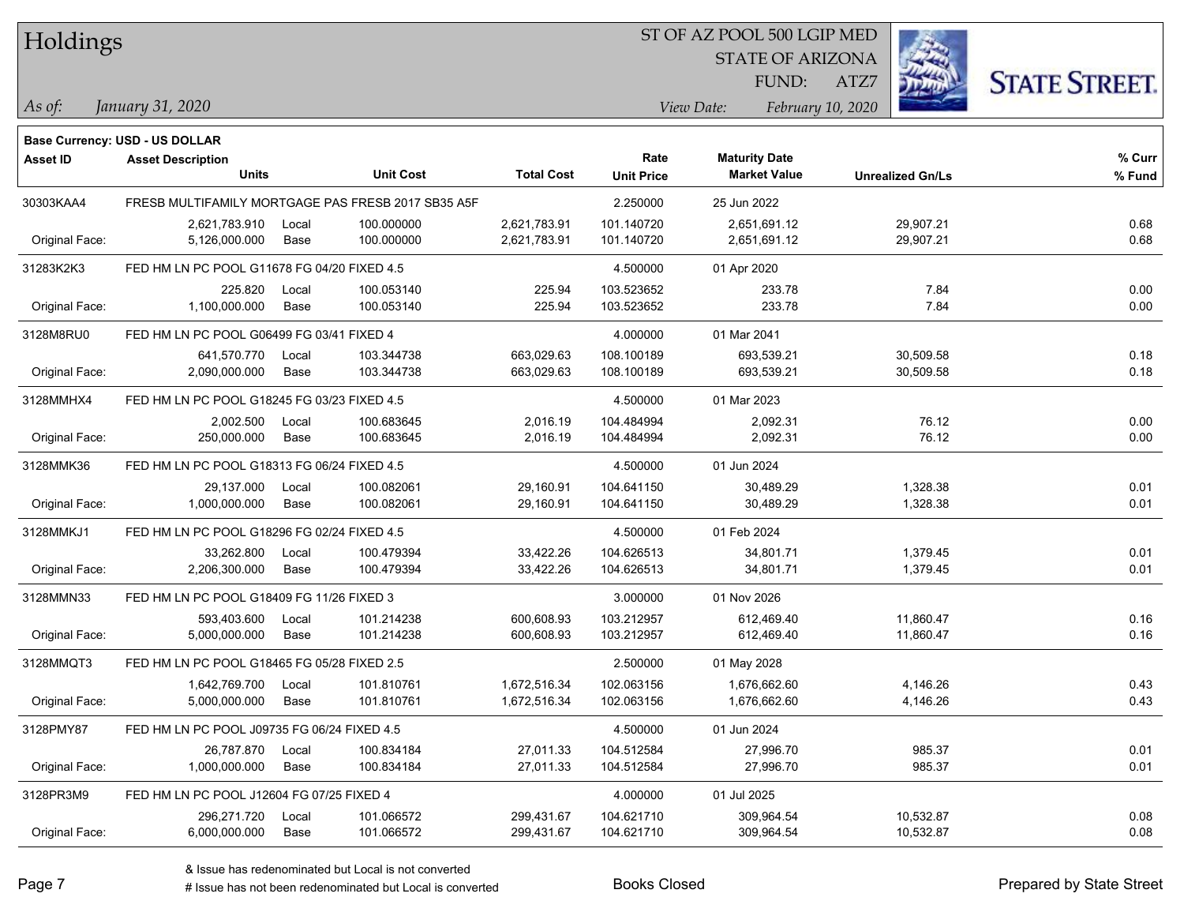**Base Currency: USD - US DOLLAR**

| Asset ID | Asset Description Units | | Unit Cost | Total Cost | Rate Unit Price | Maturity Date Market Value | Unrealized Gn/Ls | % Curr % Fund |
|---|---|---|---|---|---|---|---|---|
| 30303KAA4 | FRESB MULTIFAMILY MORTGAGE PAS FRESB 2017 SB35 A5F | | | | 2.250000 | 25 Jun 2022 | | |
| | 2,621,783.910 | Local | 100.000000 | 2,621,783.91 | 101.140720 | 2,651,691.12 | 29,907.21 | 0.68 |
| Original Face: | 5,126,000.000 | Base | 100.000000 | 2,621,783.91 | 101.140720 | 2,651,691.12 | 29,907.21 | 0.68 |
| 31283K2K3 | FED HM LN PC POOL G11678 FG 04/20 FIXED 4.5 | | | | 4.500000 | 01 Apr 2020 | | |
| | 225.820 | Local | 100.053140 | 225.94 | 103.523652 | 233.78 | 7.84 | 0.00 |
| Original Face: | 1,100,000.000 | Base | 100.053140 | 225.94 | 103.523652 | 233.78 | 7.84 | 0.00 |
| 3128M8RU0 | FED HM LN PC POOL G06499 FG 03/41 FIXED 4 | | | | 4.000000 | 01 Mar 2041 | | |
| | 641,570.770 | Local | 103.344738 | 663,029.63 | 108.100189 | 693,539.21 | 30,509.58 | 0.18 |
| Original Face: | 2,090,000.000 | Base | 103.344738 | 663,029.63 | 108.100189 | 693,539.21 | 30,509.58 | 0.18 |
| 3128MMHX4 | FED HM LN PC POOL G18245 FG 03/23 FIXED 4.5 | | | | 4.500000 | 01 Mar 2023 | | |
| | 2,002.500 | Local | 100.683645 | 2,016.19 | 104.484994 | 2,092.31 | 76.12 | 0.00 |
| Original Face: | 250,000.000 | Base | 100.683645 | 2,016.19 | 104.484994 | 2,092.31 | 76.12 | 0.00 |
| 3128MMK36 | FED HM LN PC POOL G18313 FG 06/24 FIXED 4.5 | | | | 4.500000 | 01 Jun 2024 | | |
| | 29,137.000 | Local | 100.082061 | 29,160.91 | 104.641150 | 30,489.29 | 1,328.38 | 0.01 |
| Original Face: | 1,000,000.000 | Base | 100.082061 | 29,160.91 | 104.641150 | 30,489.29 | 1,328.38 | 0.01 |
| 3128MMKJ1 | FED HM LN PC POOL G18296 FG 02/24 FIXED 4.5 | | | | 4.500000 | 01 Feb 2024 | | |
| | 33,262.800 | Local | 100.479394 | 33,422.26 | 104.626513 | 34,801.71 | 1,379.45 | 0.01 |
| Original Face: | 2,206,300.000 | Base | 100.479394 | 33,422.26 | 104.626513 | 34,801.71 | 1,379.45 | 0.01 |
| 3128MMN33 | FED HM LN PC POOL G18409 FG 11/26 FIXED 3 | | | | 3.000000 | 01 Nov 2026 | | |
| | 593,403.600 | Local | 101.214238 | 600,608.93 | 103.212957 | 612,469.40 | 11,860.47 | 0.16 |
| Original Face: | 5,000,000.000 | Base | 101.214238 | 600,608.93 | 103.212957 | 612,469.40 | 11,860.47 | 0.16 |
| 3128MMQT3 | FED HM LN PC POOL G18465 FG 05/28 FIXED 2.5 | | | | 2.500000 | 01 May 2028 | | |
| | 1,642,769.700 | Local | 101.810761 | 1,672,516.34 | 102.063156 | 1,676,662.60 | 4,146.26 | 0.43 |
| Original Face: | 5,000,000.000 | Base | 101.810761 | 1,672,516.34 | 102.063156 | 1,676,662.60 | 4,146.26 | 0.43 |
| 3128PMY87 | FED HM LN PC POOL J09735 FG 06/24 FIXED 4.5 | | | | 4.500000 | 01 Jun 2024 | | |
| | 26,787.870 | Local | 100.834184 | 27,011.33 | 104.512584 | 27,996.70 | 985.37 | 0.01 |
| Original Face: | 1,000,000.000 | Base | 100.834184 | 27,011.33 | 104.512584 | 27,996.70 | 985.37 | 0.01 |
| 3128PR3M9 | FED HM LN PC POOL J12604 FG 07/25 FIXED 4 | | | | 4.000000 | 01 Jul 2025 | | |
| | 296,271.720 | Local | 101.066572 | 299,431.67 | 104.621710 | 309,964.54 | 10,532.87 | 0.08 |
| Original Face: | 6,000,000.000 | Base | 101.066572 | 299,431.67 | 104.621710 | 309,964.54 | 10,532.87 | 0.08 |

& Issue has redenominated but Local is not converted

# Issue has not been redenominated but Local is converted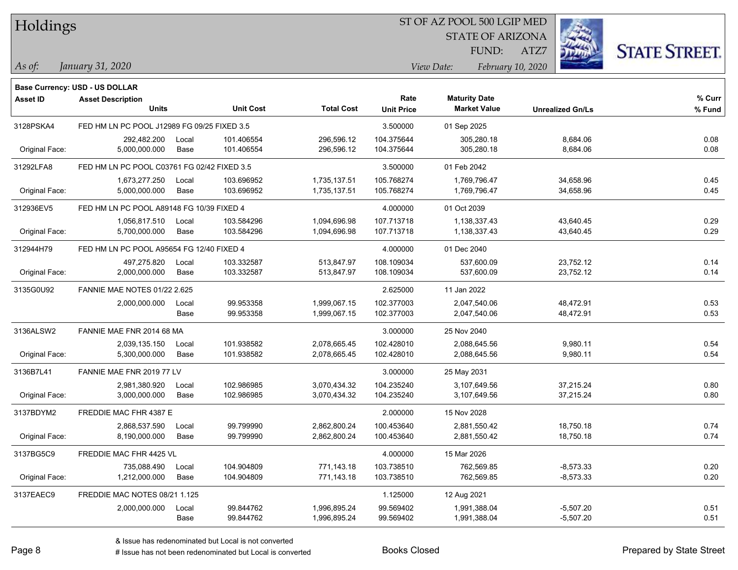# Holdings

ST OF AZ POOL 500 LGIP MED
STATE OF ARIZONA
FUND: ATZ7

*As of:* *January 31, 2020*

*View Date:* *February 10, 2020*

**Base Currency: USD - US DOLLAR**

| Asset ID | Asset Description / Units | | Unit Cost | Total Cost | Rate / Unit Price | Maturity Date / Market Value | Unrealized Gn/Ls | % Curr / % Fund |
|---|---|---|---|---|---|---|---|---|
| 3128PSKA4 | FED HM LN PC POOL J12989 FG 09/25 FIXED 3.5 | | | | 3.500000 | 01 Sep 2025 | | |
| | 292,482.200 | Local | 101.406554 | 296,596.12 | 104.375644 | 305,280.18 | 8,684.06 | 0.08 |
| Original Face: | 5,000,000.000 | Base | 101.406554 | 296,596.12 | 104.375644 | 305,280.18 | 8,684.06 | 0.08 |
| 31292LFA8 | FED HM LN PC POOL C03761 FG 02/42 FIXED 3.5 | | | | 3.500000 | 01 Feb 2042 | | |
| | 1,673,277.250 | Local | 103.696952 | 1,735,137.51 | 105.768274 | 1,769,796.47 | 34,658.96 | 0.45 |
| Original Face: | 5,000,000.000 | Base | 103.696952 | 1,735,137.51 | 105.768274 | 1,769,796.47 | 34,658.96 | 0.45 |
| 312936EV5 | FED HM LN PC POOL A89148 FG 10/39 FIXED 4 | | | | 4.000000 | 01 Oct 2039 | | |
| | 1,056,817.510 | Local | 103.584296 | 1,094,696.98 | 107.713718 | 1,138,337.43 | 43,640.45 | 0.29 |
| Original Face: | 5,700,000.000 | Base | 103.584296 | 1,094,696.98 | 107.713718 | 1,138,337.43 | 43,640.45 | 0.29 |
| 312944H79 | FED HM LN PC POOL A95654 FG 12/40 FIXED 4 | | | | 4.000000 | 01 Dec 2040 | | |
| | 497,275.820 | Local | 103.332587 | 513,847.97 | 108.109034 | 537,600.09 | 23,752.12 | 0.14 |
| Original Face: | 2,000,000.000 | Base | 103.332587 | 513,847.97 | 108.109034 | 537,600.09 | 23,752.12 | 0.14 |
| 3135G0U92 | FANNIE MAE NOTES 01/22 2.625 | | | | 2.625000 | 11 Jan 2022 | | |
| | 2,000,000.000 | Local | 99.953358 | 1,999,067.15 | 102.377003 | 2,047,540.06 | 48,472.91 | 0.53 |
| | | Base | 99.953358 | 1,999,067.15 | 102.377003 | 2,047,540.06 | 48,472.91 | 0.53 |
| 3136ALSW2 | FANNIE MAE FNR 2014 68 MA | | | | 3.000000 | 25 Nov 2040 | | |
| | 2,039,135.150 | Local | 101.938582 | 2,078,665.45 | 102.428010 | 2,088,645.56 | 9,980.11 | 0.54 |
| Original Face: | 5,300,000.000 | Base | 101.938582 | 2,078,665.45 | 102.428010 | 2,088,645.56 | 9,980.11 | 0.54 |
| 3136B7L41 | FANNIE MAE FNR 2019 77 LV | | | | 3.000000 | 25 May 2031 | | |
| | 2,981,380.920 | Local | 102.986985 | 3,070,434.32 | 104.235240 | 3,107,649.56 | 37,215.24 | 0.80 |
| Original Face: | 3,000,000.000 | Base | 102.986985 | 3,070,434.32 | 104.235240 | 3,107,649.56 | 37,215.24 | 0.80 |
| 3137BDYM2 | FREDDIE MAC FHR 4387 E | | | | 2.000000 | 15 Nov 2028 | | |
| | 2,868,537.590 | Local | 99.799990 | 2,862,800.24 | 100.453640 | 2,881,550.42 | 18,750.18 | 0.74 |
| Original Face: | 8,190,000.000 | Base | 99.799990 | 2,862,800.24 | 100.453640 | 2,881,550.42 | 18,750.18 | 0.74 |
| 3137BG5C9 | FREDDIE MAC FHR 4425 VL | | | | 4.000000 | 15 Mar 2026 | | |
| | 735,088.490 | Local | 104.904809 | 771,143.18 | 103.738510 | 762,569.85 | -8,573.33 | 0.20 |
| Original Face: | 1,212,000.000 | Base | 104.904809 | 771,143.18 | 103.738510 | 762,569.85 | -8,573.33 | 0.20 |
| 3137EAEC9 | FREDDIE MAC NOTES 08/21 1.125 | | | | 1.125000 | 12 Aug 2021 | | |
| | 2,000,000.000 | Local | 99.844762 | 1,996,895.24 | 99.569402 | 1,991,388.04 | -5,507.20 | 0.51 |
| | | Base | 99.844762 | 1,996,895.24 | 99.569402 | 1,991,388.04 | -5,507.20 | 0.51 |

& Issue has redenominated but Local is not converted
# Issue has not been redenominated but Local is converted

Books Closed

Prepared by State Street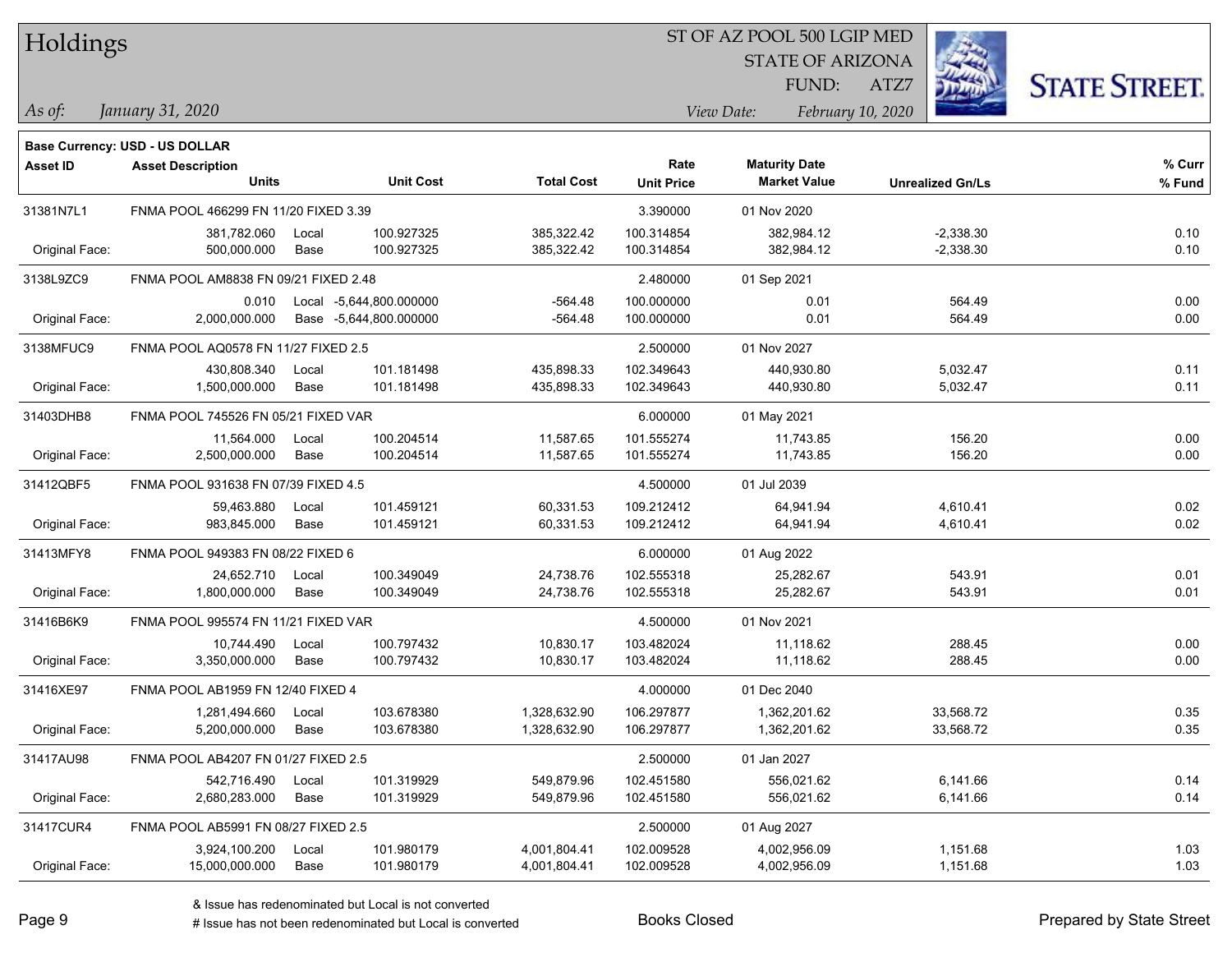# Holdings

ST OF AZ POOL 500 LGIP MED
STATE OF ARIZONA
FUND: ATZ7

*As of:* *January 31, 2020*

*View Date:* *February 10, 2020*

**Base Currency: USD - US DOLLAR**

| Asset ID | Asset Description / Units | | Unit Cost | Total Cost | Rate / Unit Price | Maturity Date / Market Value | Unrealized Gn/Ls | % Curr / % Fund |
|---|---|---|---|---|---|---|---|---|
| 31381N7L1 | FNMA POOL 466299 FN 11/20 FIXED 3.39 | | | | 3.390000 | 01 Nov 2020 | | |
| | 381,782.060 | Local | 100.927325 | 385,322.42 | 100.314854 | 382,984.12 | -2,338.30 | 0.10 |
| Original Face: | 500,000.000 | Base | 100.927325 | 385,322.42 | 100.314854 | 382,984.12 | -2,338.30 | 0.10 |
| 3138L9ZC9 | FNMA POOL AM8838 FN 09/21 FIXED 2.48 | | | | 2.480000 | 01 Sep 2021 | | |
| | 0.010 | Local | -5,644,800.000000 | -564.48 | 100.000000 | 0.01 | 564.49 | 0.00 |
| Original Face: | 2,000,000.000 | Base | -5,644,800.000000 | -564.48 | 100.000000 | 0.01 | 564.49 | 0.00 |
| 3138MFUC9 | FNMA POOL AQ0578 FN 11/27 FIXED 2.5 | | | | 2.500000 | 01 Nov 2027 | | |
| | 430,808.340 | Local | 101.181498 | 435,898.33 | 102.349643 | 440,930.80 | 5,032.47 | 0.11 |
| Original Face: | 1,500,000.000 | Base | 101.181498 | 435,898.33 | 102.349643 | 440,930.80 | 5,032.47 | 0.11 |
| 31403DHB8 | FNMA POOL 745526 FN 05/21 FIXED VAR | | | | 6.000000 | 01 May 2021 | | |
| | 11,564.000 | Local | 100.204514 | 11,587.65 | 101.555274 | 11,743.85 | 156.20 | 0.00 |
| Original Face: | 2,500,000.000 | Base | 100.204514 | 11,587.65 | 101.555274 | 11,743.85 | 156.20 | 0.00 |
| 31412QBF5 | FNMA POOL 931638 FN 07/39 FIXED 4.5 | | | | 4.500000 | 01 Jul 2039 | | |
| | 59,463.880 | Local | 101.459121 | 60,331.53 | 109.212412 | 64,941.94 | 4,610.41 | 0.02 |
| Original Face: | 983,845.000 | Base | 101.459121 | 60,331.53 | 109.212412 | 64,941.94 | 4,610.41 | 0.02 |
| 31413MFY8 | FNMA POOL 949383 FN 08/22 FIXED 6 | | | | 6.000000 | 01 Aug 2022 | | |
| | 24,652.710 | Local | 100.349049 | 24,738.76 | 102.555318 | 25,282.67 | 543.91 | 0.01 |
| Original Face: | 1,800,000.000 | Base | 100.349049 | 24,738.76 | 102.555318 | 25,282.67 | 543.91 | 0.01 |
| 31416B6K9 | FNMA POOL 995574 FN 11/21 FIXED VAR | | | | 4.500000 | 01 Nov 2021 | | |
| | 10,744.490 | Local | 100.797432 | 10,830.17 | 103.482024 | 11,118.62 | 288.45 | 0.00 |
| Original Face: | 3,350,000.000 | Base | 100.797432 | 10,830.17 | 103.482024 | 11,118.62 | 288.45 | 0.00 |
| 31416XE97 | FNMA POOL AB1959 FN 12/40 FIXED 4 | | | | 4.000000 | 01 Dec 2040 | | |
| | 1,281,494.660 | Local | 103.678380 | 1,328,632.90 | 106.297877 | 1,362,201.62 | 33,568.72 | 0.35 |
| Original Face: | 5,200,000.000 | Base | 103.678380 | 1,328,632.90 | 106.297877 | 1,362,201.62 | 33,568.72 | 0.35 |
| 31417AU98 | FNMA POOL AB4207 FN 01/27 FIXED 2.5 | | | | 2.500000 | 01 Jan 2027 | | |
| | 542,716.490 | Local | 101.319929 | 549,879.96 | 102.451580 | 556,021.62 | 6,141.66 | 0.14 |
| Original Face: | 2,680,283.000 | Base | 101.319929 | 549,879.96 | 102.451580 | 556,021.62 | 6,141.66 | 0.14 |
| 31417CUR4 | FNMA POOL AB5991 FN 08/27 FIXED 2.5 | | | | 2.500000 | 01 Aug 2027 | | |
| | 3,924,100.200 | Local | 101.980179 | 4,001,804.41 | 102.009528 | 4,002,956.09 | 1,151.68 | 1.03 |
| Original Face: | 15,000,000.000 | Base | 101.980179 | 4,001,804.41 | 102.009528 | 4,002,956.09 | 1,151.68 | 1.03 |

& Issue has redenominated but Local is not converted
# Issue has not been redenominated but Local is converted

Books Closed

Prepared by State Street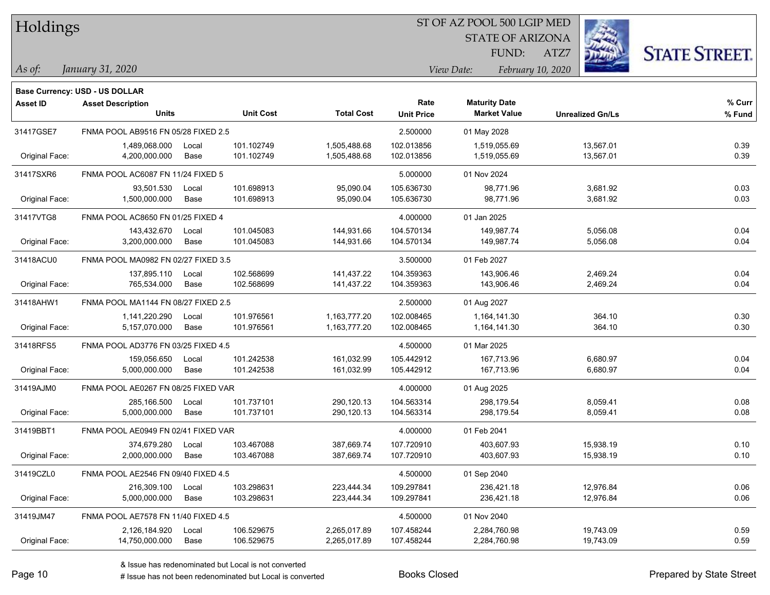# Holdings

ST OF AZ POOL 500 LGIP MED
STATE OF ARIZONA
FUND: ATZ7

*As of:* *January 31, 2020*

*View Date:* *February 10, 2020*

**Base Currency: USD - US DOLLAR**

| Asset ID | Asset Description / Units | | Unit Cost | Total Cost | Rate / Unit Price | Maturity Date / Market Value | Unrealized Gn/Ls | % Curr / % Fund |
|---|---|---|---|---|---|---|---|---|
| 31417GSE7 | FNMA POOL AB9516 FN 05/28 FIXED 2.5 | | | | 2.500000 | 01 May 2028 | | |
| | 1,489,068.000 | Local | 101.102749 | 1,505,488.68 | 102.013856 | 1,519,055.69 | 13,567.01 | 0.39 |
| Original Face: | 4,200,000.000 | Base | 101.102749 | 1,505,488.68 | 102.013856 | 1,519,055.69 | 13,567.01 | 0.39 |
| 31417SXR6 | FNMA POOL AC6087 FN 11/24 FIXED 5 | | | | 5.000000 | 01 Nov 2024 | | |
| | 93,501.530 | Local | 101.698913 | 95,090.04 | 105.636730 | 98,771.96 | 3,681.92 | 0.03 |
| Original Face: | 1,500,000.000 | Base | 101.698913 | 95,090.04 | 105.636730 | 98,771.96 | 3,681.92 | 0.03 |
| 31417VTG8 | FNMA POOL AC8650 FN 01/25 FIXED 4 | | | | 4.000000 | 01 Jan 2025 | | |
| | 143,432.670 | Local | 101.045083 | 144,931.66 | 104.570134 | 149,987.74 | 5,056.08 | 0.04 |
| Original Face: | 3,200,000.000 | Base | 101.045083 | 144,931.66 | 104.570134 | 149,987.74 | 5,056.08 | 0.04 |
| 31418ACU0 | FNMA POOL MA0982 FN 02/27 FIXED 3.5 | | | | 3.500000 | 01 Feb 2027 | | |
| | 137,895.110 | Local | 102.568699 | 141,437.22 | 104.359363 | 143,906.46 | 2,469.24 | 0.04 |
| Original Face: | 765,534.000 | Base | 102.568699 | 141,437.22 | 104.359363 | 143,906.46 | 2,469.24 | 0.04 |
| 31418AHW1 | FNMA POOL MA1144 FN 08/27 FIXED 2.5 | | | | 2.500000 | 01 Aug 2027 | | |
| | 1,141,220.290 | Local | 101.976561 | 1,163,777.20 | 102.008465 | 1,164,141.30 | 364.10 | 0.30 |
| Original Face: | 5,157,070.000 | Base | 101.976561 | 1,163,777.20 | 102.008465 | 1,164,141.30 | 364.10 | 0.30 |
| 31418RFS5 | FNMA POOL AD3776 FN 03/25 FIXED 4.5 | | | | 4.500000 | 01 Mar 2025 | | |
| | 159,056.650 | Local | 101.242538 | 161,032.99 | 105.442912 | 167,713.96 | 6,680.97 | 0.04 |
| Original Face: | 5,000,000.000 | Base | 101.242538 | 161,032.99 | 105.442912 | 167,713.96 | 6,680.97 | 0.04 |
| 31419AJM0 | FNMA POOL AE0267 FN 08/25 FIXED VAR | | | | 4.000000 | 01 Aug 2025 | | |
| | 285,166.500 | Local | 101.737101 | 290,120.13 | 104.563314 | 298,179.54 | 8,059.41 | 0.08 |
| Original Face: | 5,000,000.000 | Base | 101.737101 | 290,120.13 | 104.563314 | 298,179.54 | 8,059.41 | 0.08 |
| 31419BBT1 | FNMA POOL AE0949 FN 02/41 FIXED VAR | | | | 4.000000 | 01 Feb 2041 | | |
| | 374,679.280 | Local | 103.467088 | 387,669.74 | 107.720910 | 403,607.93 | 15,938.19 | 0.10 |
| Original Face: | 2,000,000.000 | Base | 103.467088 | 387,669.74 | 107.720910 | 403,607.93 | 15,938.19 | 0.10 |
| 31419CZL0 | FNMA POOL AE2546 FN 09/40 FIXED 4.5 | | | | 4.500000 | 01 Sep 2040 | | |
| | 216,309.100 | Local | 103.298631 | 223,444.34 | 109.297841 | 236,421.18 | 12,976.84 | 0.06 |
| Original Face: | 5,000,000.000 | Base | 103.298631 | 223,444.34 | 109.297841 | 236,421.18 | 12,976.84 | 0.06 |
| 31419JM47 | FNMA POOL AE7578 FN 11/40 FIXED 4.5 | | | | 4.500000 | 01 Nov 2040 | | |
| | 2,126,184.920 | Local | 106.529675 | 2,265,017.89 | 107.458244 | 2,284,760.98 | 19,743.09 | 0.59 |
| Original Face: | 14,750,000.000 | Base | 106.529675 | 2,265,017.89 | 107.458244 | 2,284,760.98 | 19,743.09 | 0.59 |

& Issue has redenominated but Local is not converted
# Issue has not been redenominated but Local is converted

Books Closed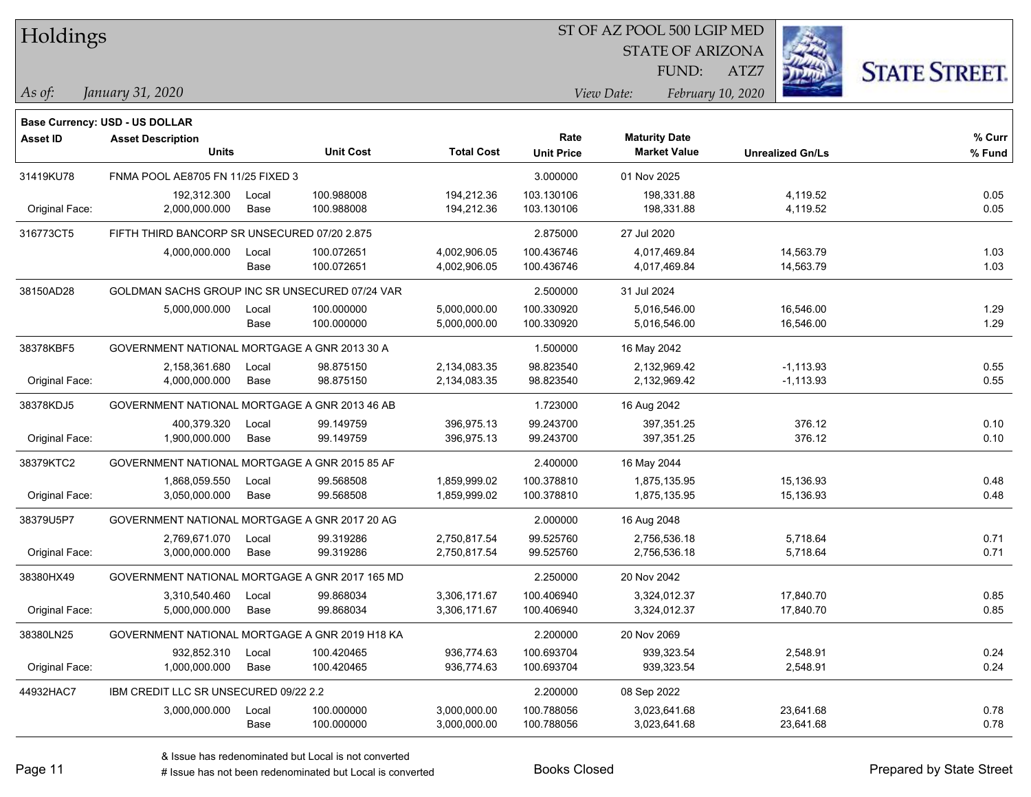# Holdings

ST OF AZ POOL 500 LGIP MED
STATE OF ARIZONA
FUND: ATZ7

*As of: January 31, 2020*

*View Date: February 10, 2020*

**Base Currency: USD - US DOLLAR**

| Asset ID | Asset Description / Units | | Unit Cost | Total Cost | Rate / Unit Price | Maturity Date / Market Value | Unrealized Gn/Ls | % Curr / % Fund |
|---|---|---|---|---|---|---|---|---|
| 31419KU78 | FNMA POOL AE8705 FN 11/25 FIXED 3 | | | | 3.000000 | 01 Nov 2025 | | |
| | 192,312.300 | Local | 100.988008 | 194,212.36 | 103.130106 | 198,331.88 | 4,119.52 | 0.05 |
| Original Face: | 2,000,000.000 | Base | 100.988008 | 194,212.36 | 103.130106 | 198,331.88 | 4,119.52 | 0.05 |
| 316773CT5 | FIFTH THIRD BANCORP SR UNSECURED 07/20 2.875 | | | | 2.875000 | 27 Jul 2020 | | |
| | 4,000,000.000 | Local | 100.072651 | 4,002,906.05 | 100.436746 | 4,017,469.84 | 14,563.79 | 1.03 |
| | | Base | 100.072651 | 4,002,906.05 | 100.436746 | 4,017,469.84 | 14,563.79 | 1.03 |
| 38150AD28 | GOLDMAN SACHS GROUP INC SR UNSECURED 07/24 VAR | | | | 2.500000 | 31 Jul 2024 | | |
| | 5,000,000.000 | Local | 100.000000 | 5,000,000.00 | 100.330920 | 5,016,546.00 | 16,546.00 | 1.29 |
| | | Base | 100.000000 | 5,000,000.00 | 100.330920 | 5,016,546.00 | 16,546.00 | 1.29 |
| 38378KBF5 | GOVERNMENT NATIONAL MORTGAGE A GNR 2013 30 A | | | | 1.500000 | 16 May 2042 | | |
| | 2,158,361.680 | Local | 98.875150 | 2,134,083.35 | 98.823540 | 2,132,969.42 | -1,113.93 | 0.55 |
| Original Face: | 4,000,000.000 | Base | 98.875150 | 2,134,083.35 | 98.823540 | 2,132,969.42 | -1,113.93 | 0.55 |
| 38378KDJ5 | GOVERNMENT NATIONAL MORTGAGE A GNR 2013 46 AB | | | | 1.723000 | 16 Aug 2042 | | |
| | 400,379.320 | Local | 99.149759 | 396,975.13 | 99.243700 | 397,351.25 | 376.12 | 0.10 |
| Original Face: | 1,900,000.000 | Base | 99.149759 | 396,975.13 | 99.243700 | 397,351.25 | 376.12 | 0.10 |
| 38379KTC2 | GOVERNMENT NATIONAL MORTGAGE A GNR 2015 85 AF | | | | 2.400000 | 16 May 2044 | | |
| | 1,868,059.550 | Local | 99.568508 | 1,859,999.02 | 100.378810 | 1,875,135.95 | 15,136.93 | 0.48 |
| Original Face: | 3,050,000.000 | Base | 99.568508 | 1,859,999.02 | 100.378810 | 1,875,135.95 | 15,136.93 | 0.48 |
| 38379U5P7 | GOVERNMENT NATIONAL MORTGAGE A GNR 2017 20 AG | | | | 2.000000 | 16 Aug 2048 | | |
| | 2,769,671.070 | Local | 99.319286 | 2,750,817.54 | 99.525760 | 2,756,536.18 | 5,718.64 | 0.71 |
| Original Face: | 3,000,000.000 | Base | 99.319286 | 2,750,817.54 | 99.525760 | 2,756,536.18 | 5,718.64 | 0.71 |
| 38380HX49 | GOVERNMENT NATIONAL MORTGAGE A GNR 2017 165 MD | | | | 2.250000 | 20 Nov 2042 | | |
| | 3,310,540.460 | Local | 99.868034 | 3,306,171.67 | 100.406940 | 3,324,012.37 | 17,840.70 | 0.85 |
| Original Face: | 5,000,000.000 | Base | 99.868034 | 3,306,171.67 | 100.406940 | 3,324,012.37 | 17,840.70 | 0.85 |
| 38380LN25 | GOVERNMENT NATIONAL MORTGAGE A GNR 2019 H18 KA | | | | 2.200000 | 20 Nov 2069 | | |
| | 932,852.310 | Local | 100.420465 | 936,774.63 | 100.693704 | 939,323.54 | 2,548.91 | 0.24 |
| Original Face: | 1,000,000.000 | Base | 100.420465 | 936,774.63 | 100.693704 | 939,323.54 | 2,548.91 | 0.24 |
| 44932HAC7 | IBM CREDIT LLC SR UNSECURED 09/22 2.2 | | | | 2.200000 | 08 Sep 2022 | | |
| | 3,000,000.000 | Local | 100.000000 | 3,000,000.00 | 100.788056 | 3,023,641.68 | 23,641.68 | 0.78 |
| | | Base | 100.000000 | 3,000,000.00 | 100.788056 | 3,023,641.68 | 23,641.68 | 0.78 |

& Issue has redenominated but Local is not converted
# Issue has not been redenominated but Local is converted

Books Closed

Prepared by State Street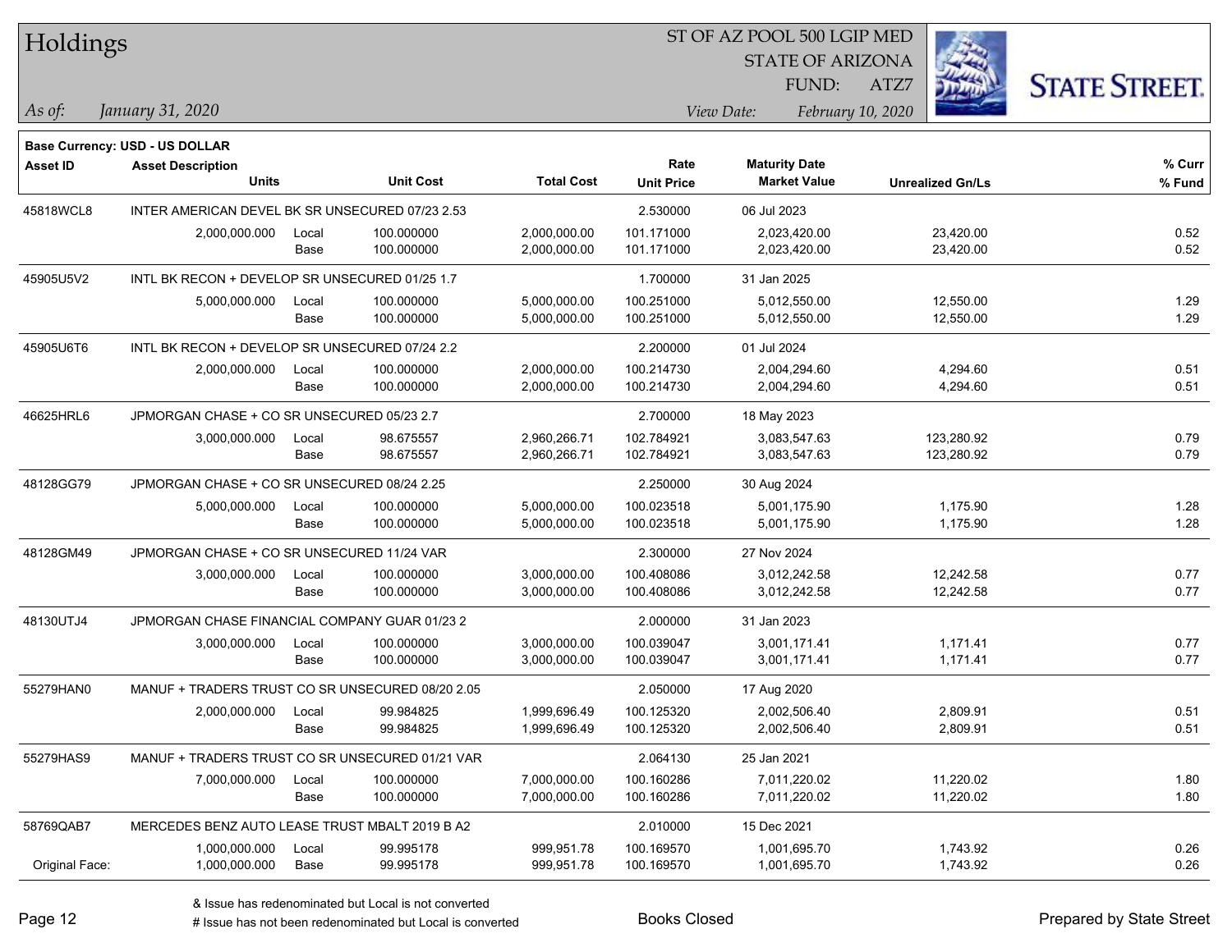# Holdings

ST OF AZ POOL 500 LGIP MED
STATE OF ARIZONA
FUND: ATZ7

*As of: January 31, 2020*

*View Date: February 10, 2020*

**Base Currency: USD - US DOLLAR**

| Asset ID | Asset Description / Units | | Unit Cost | Total Cost | Rate / Unit Price | Maturity Date / Market Value | Unrealized Gn/Ls | % Curr / % Fund |
|---|---|---|---|---|---|---|---|---|
| 45818WCL8 | INTER AMERICAN DEVEL BK SR UNSECURED 07/23 2.53 | | | | 2.530000 | 06 Jul 2023 | | |
| | 2,000,000.000 | Local | 100.000000 | 2,000,000.00 | 101.171000 | 2,023,420.00 | 23,420.00 | 0.52 |
| | | Base | 100.000000 | 2,000,000.00 | 101.171000 | 2,023,420.00 | 23,420.00 | 0.52 |
| 45905U5V2 | INTL BK RECON + DEVELOP SR UNSECURED 01/25 1.7 | | | | 1.700000 | 31 Jan 2025 | | |
| | 5,000,000.000 | Local | 100.000000 | 5,000,000.00 | 100.251000 | 5,012,550.00 | 12,550.00 | 1.29 |
| | | Base | 100.000000 | 5,000,000.00 | 100.251000 | 5,012,550.00 | 12,550.00 | 1.29 |
| 45905U6T6 | INTL BK RECON + DEVELOP SR UNSECURED 07/24 2.2 | | | | 2.200000 | 01 Jul 2024 | | |
| | 2,000,000.000 | Local | 100.000000 | 2,000,000.00 | 100.214730 | 2,004,294.60 | 4,294.60 | 0.51 |
| | | Base | 100.000000 | 2,000,000.00 | 100.214730 | 2,004,294.60 | 4,294.60 | 0.51 |
| 46625HRL6 | JPMORGAN CHASE + CO SR UNSECURED 05/23 2.7 | | | | 2.700000 | 18 May 2023 | | |
| | 3,000,000.000 | Local | 98.675557 | 2,960,266.71 | 102.784921 | 3,083,547.63 | 123,280.92 | 0.79 |
| | | Base | 98.675557 | 2,960,266.71 | 102.784921 | 3,083,547.63 | 123,280.92 | 0.79 |
| 48128GG79 | JPMORGAN CHASE + CO SR UNSECURED 08/24 2.25 | | | | 2.250000 | 30 Aug 2024 | | |
| | 5,000,000.000 | Local | 100.000000 | 5,000,000.00 | 100.023518 | 5,001,175.90 | 1,175.90 | 1.28 |
| | | Base | 100.000000 | 5,000,000.00 | 100.023518 | 5,001,175.90 | 1,175.90 | 1.28 |
| 48128GM49 | JPMORGAN CHASE + CO SR UNSECURED 11/24 VAR | | | | 2.300000 | 27 Nov 2024 | | |
| | 3,000,000.000 | Local | 100.000000 | 3,000,000.00 | 100.408086 | 3,012,242.58 | 12,242.58 | 0.77 |
| | | Base | 100.000000 | 3,000,000.00 | 100.408086 | 3,012,242.58 | 12,242.58 | 0.77 |
| 48130UTJ4 | JPMORGAN CHASE FINANCIAL COMPANY GUAR 01/23 2 | | | | 2.000000 | 31 Jan 2023 | | |
| | 3,000,000.000 | Local | 100.000000 | 3,000,000.00 | 100.039047 | 3,001,171.41 | 1,171.41 | 0.77 |
| | | Base | 100.000000 | 3,000,000.00 | 100.039047 | 3,001,171.41 | 1,171.41 | 0.77 |
| 55279HAN0 | MANUF + TRADERS TRUST CO SR UNSECURED 08/20 2.05 | | | | 2.050000 | 17 Aug 2020 | | |
| | 2,000,000.000 | Local | 99.984825 | 1,999,696.49 | 100.125320 | 2,002,506.40 | 2,809.91 | 0.51 |
| | | Base | 99.984825 | 1,999,696.49 | 100.125320 | 2,002,506.40 | 2,809.91 | 0.51 |
| 55279HAS9 | MANUF + TRADERS TRUST CO SR UNSECURED 01/21 VAR | | | | 2.064130 | 25 Jan 2021 | | |
| | 7,000,000.000 | Local | 100.000000 | 7,000,000.00 | 100.160286 | 7,011,220.02 | 11,220.02 | 1.80 |
| | | Base | 100.000000 | 7,000,000.00 | 100.160286 | 7,011,220.02 | 11,220.02 | 1.80 |
| 58769QAB7 | MERCEDES BENZ AUTO LEASE TRUST MBALT 2019 B A2 | | | | 2.010000 | 15 Dec 2021 | | |
| | 1,000,000.000 | Local | 99.995178 | 999,951.78 | 100.169570 | 1,001,695.70 | 1,743.92 | 0.26 |
| Original Face: | 1,000,000.000 | Base | 99.995178 | 999,951.78 | 100.169570 | 1,001,695.70 | 1,743.92 | 0.26 |

& Issue has redenominated but Local is not converted
# Issue has not been redenominated but Local is converted

Books Closed

Prepared by State Street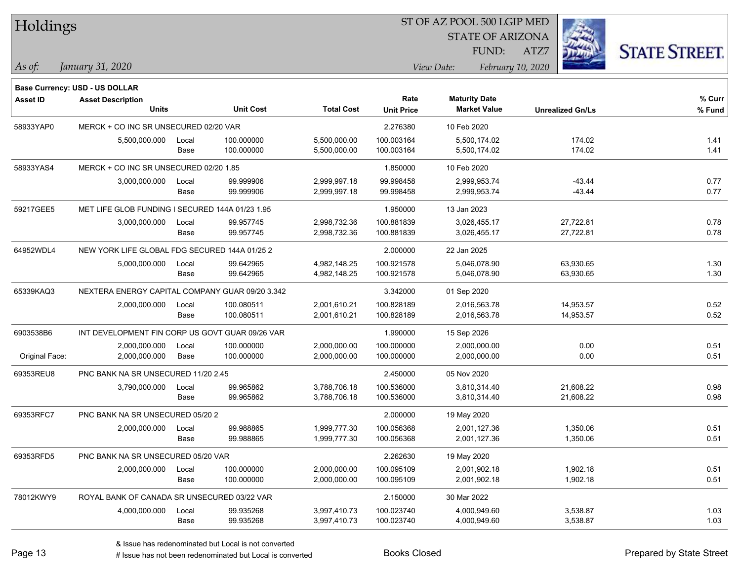# Holdings

ST OF AZ POOL 500 LGIP MED
STATE OF ARIZONA
FUND: ATZ7

*As of: January 31, 2020*

*View Date: February 10, 2020*

**Base Currency: USD - US DOLLAR**

| Asset ID | Asset Description / Units | | Unit Cost | Total Cost | Rate / Unit Price | Maturity Date / Market Value | Unrealized Gn/Ls | % Curr / % Fund |
|---|---|---|---|---|---|---|---|---|
| 58933YAP0 | MERCK + CO INC SR UNSECURED 02/20 VAR | | | | 2.276380 | 10 Feb 2020 | | |
| | 5,500,000.000 | Local | 100.000000 | 5,500,000.00 | 100.003164 | 5,500,174.02 | 174.02 | 1.41 |
| | | Base | 100.000000 | 5,500,000.00 | 100.003164 | 5,500,174.02 | 174.02 | 1.41 |
| 58933YAS4 | MERCK + CO INC SR UNSECURED 02/20 1.85 | | | | 1.850000 | 10 Feb 2020 | | |
| | 3,000,000.000 | Local | 99.999906 | 2,999,997.18 | 99.998458 | 2,999,953.74 | -43.44 | 0.77 |
| | | Base | 99.999906 | 2,999,997.18 | 99.998458 | 2,999,953.74 | -43.44 | 0.77 |
| 59217GEE5 | MET LIFE GLOB FUNDING I SECURED 144A 01/23 1.95 | | | | 1.950000 | 13 Jan 2023 | | |
| | 3,000,000.000 | Local | 99.957745 | 2,998,732.36 | 100.881839 | 3,026,455.17 | 27,722.81 | 0.78 |
| | | Base | 99.957745 | 2,998,732.36 | 100.881839 | 3,026,455.17 | 27,722.81 | 0.78 |
| 64952WDL4 | NEW YORK LIFE GLOBAL FDG SECURED 144A 01/25 2 | | | | 2.000000 | 22 Jan 2025 | | |
| | 5,000,000.000 | Local | 99.642965 | 4,982,148.25 | 100.921578 | 5,046,078.90 | 63,930.65 | 1.30 |
| | | Base | 99.642965 | 4,982,148.25 | 100.921578 | 5,046,078.90 | 63,930.65 | 1.30 |
| 65339KAQ3 | NEXTERA ENERGY CAPITAL COMPANY GUAR 09/20 3.342 | | | | 3.342000 | 01 Sep 2020 | | |
| | 2,000,000.000 | Local | 100.080511 | 2,001,610.21 | 100.828189 | 2,016,563.78 | 14,953.57 | 0.52 |
| | | Base | 100.080511 | 2,001,610.21 | 100.828189 | 2,016,563.78 | 14,953.57 | 0.52 |
| 6903538B6 | INT DEVELOPMENT FIN CORP US GOVT GUAR 09/26 VAR | | | | 1.990000 | 15 Sep 2026 | | |
| | 2,000,000.000 | Local | 100.000000 | 2,000,000.00 | 100.000000 | 2,000,000.00 | 0.00 | 0.51 |
| Original Face: | 2,000,000.000 | Base | 100.000000 | 2,000,000.00 | 100.000000 | 2,000,000.00 | 0.00 | 0.51 |
| 69353REU8 | PNC BANK NA SR UNSECURED 11/20 2.45 | | | | 2.450000 | 05 Nov 2020 | | |
| | 3,790,000.000 | Local | 99.965862 | 3,788,706.18 | 100.536000 | 3,810,314.40 | 21,608.22 | 0.98 |
| | | Base | 99.965862 | 3,788,706.18 | 100.536000 | 3,810,314.40 | 21,608.22 | 0.98 |
| 69353RFC7 | PNC BANK NA SR UNSECURED 05/20 2 | | | | 2.000000 | 19 May 2020 | | |
| | 2,000,000.000 | Local | 99.988865 | 1,999,777.30 | 100.056368 | 2,001,127.36 | 1,350.06 | 0.51 |
| | | Base | 99.988865 | 1,999,777.30 | 100.056368 | 2,001,127.36 | 1,350.06 | 0.51 |
| 69353RFD5 | PNC BANK NA SR UNSECURED 05/20 VAR | | | | 2.262630 | 19 May 2020 | | |
| | 2,000,000.000 | Local | 100.000000 | 2,000,000.00 | 100.095109 | 2,001,902.18 | 1,902.18 | 0.51 |
| | | Base | 100.000000 | 2,000,000.00 | 100.095109 | 2,001,902.18 | 1,902.18 | 0.51 |
| 78012KWY9 | ROYAL BANK OF CANADA SR UNSECURED 03/22 VAR | | | | 2.150000 | 30 Mar 2022 | | |
| | 4,000,000.000 | Local | 99.935268 | 3,997,410.73 | 100.023740 | 4,000,949.60 | 3,538.87 | 1.03 |
| | | Base | 99.935268 | 3,997,410.73 | 100.023740 | 4,000,949.60 | 3,538.87 | 1.03 |

& Issue has redenominated but Local is not converted
# Issue has not been redenominated but Local is converted

Books Closed

Prepared by State Street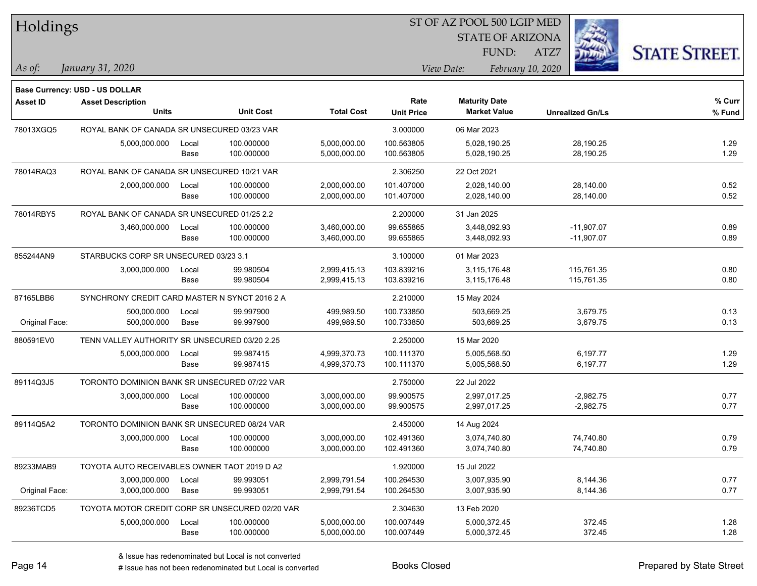# Holdings

ST OF AZ POOL 500 LGIP MED
STATE OF ARIZONA
FUND: ATZ7

*As of:* *January 31, 2020*

*View Date:* *February 10, 2020*

**Base Currency: USD - US DOLLAR**

| Asset ID | Asset Description / Units | | Unit Cost | Total Cost | Rate / Unit Price | Maturity Date / Market Value | Unrealized Gn/Ls | % Curr / % Fund |
|---|---|---|---|---|---|---|---|---|
| 78013XGQ5 | ROYAL BANK OF CANADA SR UNSECURED 03/23 VAR | | | | 3.000000 | 06 Mar 2023 | | |
| | 5,000,000.000 | Local | 100.000000 | 5,000,000.00 | 100.563805 | 5,028,190.25 | 28,190.25 | 1.29 |
| | | Base | 100.000000 | 5,000,000.00 | 100.563805 | 5,028,190.25 | 28,190.25 | 1.29 |
| 78014RAQ3 | ROYAL BANK OF CANADA SR UNSECURED 10/21 VAR | | | | 2.306250 | 22 Oct 2021 | | |
| | 2,000,000.000 | Local | 100.000000 | 2,000,000.00 | 101.407000 | 2,028,140.00 | 28,140.00 | 0.52 |
| | | Base | 100.000000 | 2,000,000.00 | 101.407000 | 2,028,140.00 | 28,140.00 | 0.52 |
| 78014RBY5 | ROYAL BANK OF CANADA SR UNSECURED 01/25 2.2 | | | | 2.200000 | 31 Jan 2025 | | |
| | 3,460,000.000 | Local | 100.000000 | 3,460,000.00 | 99.655865 | 3,448,092.93 | -11,907.07 | 0.89 |
| | | Base | 100.000000 | 3,460,000.00 | 99.655865 | 3,448,092.93 | -11,907.07 | 0.89 |
| 855244AN9 | STARBUCKS CORP SR UNSECURED 03/23 3.1 | | | | 3.100000 | 01 Mar 2023 | | |
| | 3,000,000.000 | Local | 99.980504 | 2,999,415.13 | 103.839216 | 3,115,176.48 | 115,761.35 | 0.80 |
| | | Base | 99.980504 | 2,999,415.13 | 103.839216 | 3,115,176.48 | 115,761.35 | 0.80 |
| 87165LBB6 | SYNCHRONY CREDIT CARD MASTER N SYNCT 2016 2 A | | | | 2.210000 | 15 May 2024 | | |
| | 500,000.000 | Local | 99.997900 | 499,989.50 | 100.733850 | 503,669.25 | 3,679.75 | 0.13 |
| Original Face: | 500,000.000 | Base | 99.997900 | 499,989.50 | 100.733850 | 503,669.25 | 3,679.75 | 0.13 |
| 880591EV0 | TENN VALLEY AUTHORITY SR UNSECURED 03/20 2.25 | | | | 2.250000 | 15 Mar 2020 | | |
| | 5,000,000.000 | Local | 99.987415 | 4,999,370.73 | 100.111370 | 5,005,568.50 | 6,197.77 | 1.29 |
| | | Base | 99.987415 | 4,999,370.73 | 100.111370 | 5,005,568.50 | 6,197.77 | 1.29 |
| 89114Q3J5 | TORONTO DOMINION BANK SR UNSECURED 07/22 VAR | | | | 2.750000 | 22 Jul 2022 | | |
| | 3,000,000.000 | Local | 100.000000 | 3,000,000.00 | 99.900575 | 2,997,017.25 | -2,982.75 | 0.77 |
| | | Base | 100.000000 | 3,000,000.00 | 99.900575 | 2,997,017.25 | -2,982.75 | 0.77 |
| 89114Q5A2 | TORONTO DOMINION BANK SR UNSECURED 08/24 VAR | | | | 2.450000 | 14 Aug 2024 | | |
| | 3,000,000.000 | Local | 100.000000 | 3,000,000.00 | 102.491360 | 3,074,740.80 | 74,740.80 | 0.79 |
| | | Base | 100.000000 | 3,000,000.00 | 102.491360 | 3,074,740.80 | 74,740.80 | 0.79 |
| 89233MAB9 | TOYOTA AUTO RECEIVABLES OWNER TAOT 2019 D A2 | | | | 1.920000 | 15 Jul 2022 | | |
| | 3,000,000.000 | Local | 99.993051 | 2,999,791.54 | 100.264530 | 3,007,935.90 | 8,144.36 | 0.77 |
| Original Face: | 3,000,000.000 | Base | 99.993051 | 2,999,791.54 | 100.264530 | 3,007,935.90 | 8,144.36 | 0.77 |
| 89236TCD5 | TOYOTA MOTOR CREDIT CORP SR UNSECURED 02/20 VAR | | | | 2.304630 | 13 Feb 2020 | | |
| | 5,000,000.000 | Local | 100.000000 | 5,000,000.00 | 100.007449 | 5,000,372.45 | 372.45 | 1.28 |
| | | Base | 100.000000 | 5,000,000.00 | 100.007449 | 5,000,372.45 | 372.45 | 1.28 |

& Issue has redenominated but Local is not converted
# Issue has not been redenominated but Local is converted

Books Closed

Prepared by State Street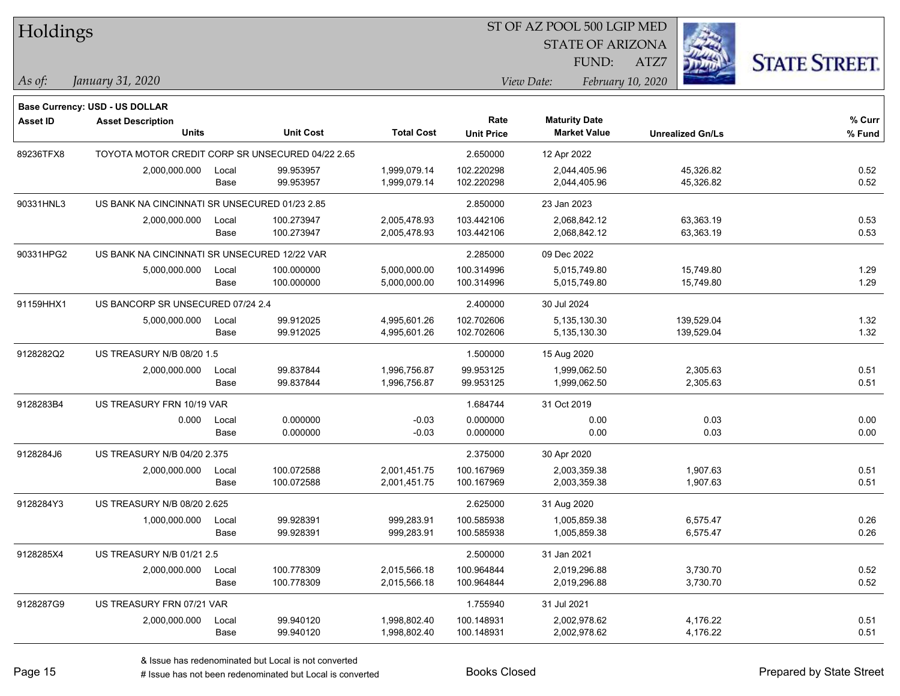# Holdings

ST OF AZ POOL 500 LGIP MED
STATE OF ARIZONA
FUND: ATZ7

*As of:* *January 31, 2020*

*View Date:* *February 10, 2020*

**Base Currency: USD - US DOLLAR**

| Asset ID | Asset Description Units | | Unit Cost | Total Cost | Rate Unit Price | Maturity Date Market Value | Unrealized Gn/Ls | % Curr % Fund |
|---|---|---|---|---|---|---|---|---|
| 89236TFX8 | TOYOTA MOTOR CREDIT CORP SR UNSECURED 04/22 2.65 | | | | 2.650000 | 12 Apr 2022 | | |
| | 2,000,000.000 | Local | 99.953957 | 1,999,079.14 | 102.220298 | 2,044,405.96 | 45,326.82 | 0.52 |
| | | Base | 99.953957 | 1,999,079.14 | 102.220298 | 2,044,405.96 | 45,326.82 | 0.52 |
| 90331HNL3 | US BANK NA CINCINNATI SR UNSECURED 01/23 2.85 | | | | 2.850000 | 23 Jan 2023 | | |
| | 2,000,000.000 | Local | 100.273947 | 2,005,478.93 | 103.442106 | 2,068,842.12 | 63,363.19 | 0.53 |
| | | Base | 100.273947 | 2,005,478.93 | 103.442106 | 2,068,842.12 | 63,363.19 | 0.53 |
| 90331HPG2 | US BANK NA CINCINNATI SR UNSECURED 12/22 VAR | | | | 2.285000 | 09 Dec 2022 | | |
| | 5,000,000.000 | Local | 100.000000 | 5,000,000.00 | 100.314996 | 5,015,749.80 | 15,749.80 | 1.29 |
| | | Base | 100.000000 | 5,000,000.00 | 100.314996 | 5,015,749.80 | 15,749.80 | 1.29 |
| 91159HHX1 | US BANCORP SR UNSECURED 07/24 2.4 | | | | 2.400000 | 30 Jul 2024 | | |
| | 5,000,000.000 | Local | 99.912025 | 4,995,601.26 | 102.702606 | 5,135,130.30 | 139,529.04 | 1.32 |
| | | Base | 99.912025 | 4,995,601.26 | 102.702606 | 5,135,130.30 | 139,529.04 | 1.32 |
| 9128282Q2 | US TREASURY N/B 08/20 1.5 | | | | 1.500000 | 15 Aug 2020 | | |
| | 2,000,000.000 | Local | 99.837844 | 1,996,756.87 | 99.953125 | 1,999,062.50 | 2,305.63 | 0.51 |
| | | Base | 99.837844 | 1,996,756.87 | 99.953125 | 1,999,062.50 | 2,305.63 | 0.51 |
| 9128283B4 | US TREASURY FRN 10/19 VAR | | | | 1.684744 | 31 Oct 2019 | | |
| | 0.000 | Local | 0.000000 | -0.03 | 0.000000 | 0.00 | 0.03 | 0.00 |
| | | Base | 0.000000 | -0.03 | 0.000000 | 0.00 | 0.03 | 0.00 |
| 9128284J6 | US TREASURY N/B 04/20 2.375 | | | | 2.375000 | 30 Apr 2020 | | |
| | 2,000,000.000 | Local | 100.072588 | 2,001,451.75 | 100.167969 | 2,003,359.38 | 1,907.63 | 0.51 |
| | | Base | 100.072588 | 2,001,451.75 | 100.167969 | 2,003,359.38 | 1,907.63 | 0.51 |
| 9128284Y3 | US TREASURY N/B 08/20 2.625 | | | | 2.625000 | 31 Aug 2020 | | |
| | 1,000,000.000 | Local | 99.928391 | 999,283.91 | 100.585938 | 1,005,859.38 | 6,575.47 | 0.26 |
| | | Base | 99.928391 | 999,283.91 | 100.585938 | 1,005,859.38 | 6,575.47 | 0.26 |
| 9128285X4 | US TREASURY N/B 01/21 2.5 | | | | 2.500000 | 31 Jan 2021 | | |
| | 2,000,000.000 | Local | 100.778309 | 2,015,566.18 | 100.964844 | 2,019,296.88 | 3,730.70 | 0.52 |
| | | Base | 100.778309 | 2,015,566.18 | 100.964844 | 2,019,296.88 | 3,730.70 | 0.52 |
| 9128287G9 | US TREASURY FRN 07/21 VAR | | | | 1.755940 | 31 Jul 2021 | | |
| | 2,000,000.000 | Local | 99.940120 | 1,998,802.40 | 100.148931 | 2,002,978.62 | 4,176.22 | 0.51 |
| | | Base | 99.940120 | 1,998,802.40 | 100.148931 | 2,002,978.62 | 4,176.22 | 0.51 |

& Issue has redenominated but Local is not converted
# Issue has not been redenominated but Local is converted

Books Closed

Prepared by State Street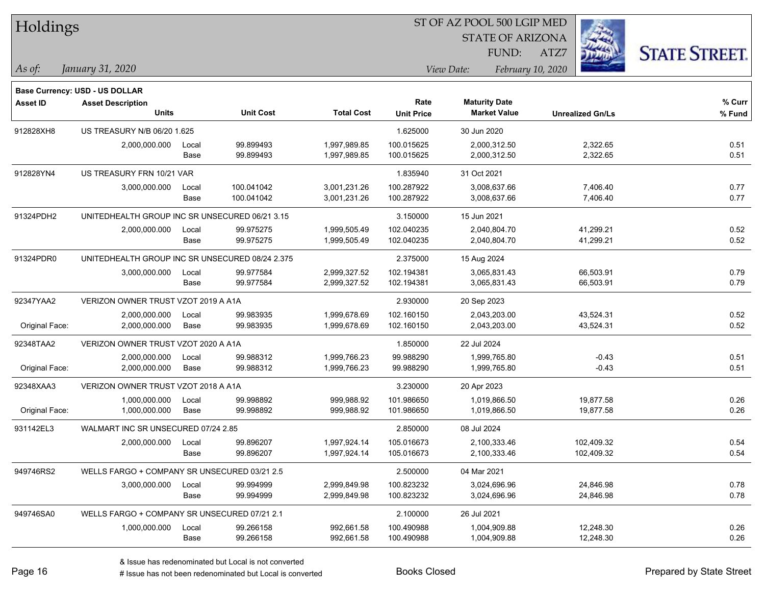# Holdings

ST OF AZ POOL 500 LGIP MED
STATE OF ARIZONA
FUND: ATZ7

*As of:* *January 31, 2020*

*View Date:* *February 10, 2020*

**Base Currency: USD - US DOLLAR**

| Asset ID | Asset Description / Units | | Unit Cost | Total Cost | Rate / Unit Price | Maturity Date / Market Value | Unrealized Gn/Ls | % Curr / % Fund |
|---|---|---|---|---|---|---|---|---|
| 912828XH8 | US TREASURY N/B 06/20 1.625 | | | | 1.625000 | 30 Jun 2020 | | |
| | 2,000,000.000 | Local | 99.899493 | 1,997,989.85 | 100.015625 | 2,000,312.50 | 2,322.65 | 0.51 |
| | | Base | 99.899493 | 1,997,989.85 | 100.015625 | 2,000,312.50 | 2,322.65 | 0.51 |
| 912828YN4 | US TREASURY FRN 10/21 VAR | | | | 1.835940 | 31 Oct 2021 | | |
| | 3,000,000.000 | Local | 100.041042 | 3,001,231.26 | 100.287922 | 3,008,637.66 | 7,406.40 | 0.77 |
| | | Base | 100.041042 | 3,001,231.26 | 100.287922 | 3,008,637.66 | 7,406.40 | 0.77 |
| 91324PDH2 | UNITEDHEALTH GROUP INC SR UNSECURED 06/21 3.15 | | | | 3.150000 | 15 Jun 2021 | | |
| | 2,000,000.000 | Local | 99.975275 | 1,999,505.49 | 102.040235 | 2,040,804.70 | 41,299.21 | 0.52 |
| | | Base | 99.975275 | 1,999,505.49 | 102.040235 | 2,040,804.70 | 41,299.21 | 0.52 |
| 91324PDR0 | UNITEDHEALTH GROUP INC SR UNSECURED 08/24 2.375 | | | | 2.375000 | 15 Aug 2024 | | |
| | 3,000,000.000 | Local | 99.977584 | 2,999,327.52 | 102.194381 | 3,065,831.43 | 66,503.91 | 0.79 |
| | | Base | 99.977584 | 2,999,327.52 | 102.194381 | 3,065,831.43 | 66,503.91 | 0.79 |
| 92347YAA2 | VERIZON OWNER TRUST VZOT 2019 A A1A | | | | 2.930000 | 20 Sep 2023 | | |
| | 2,000,000.000 | Local | 99.983935 | 1,999,678.69 | 102.160150 | 2,043,203.00 | 43,524.31 | 0.52 |
| Original Face: | 2,000,000.000 | Base | 99.983935 | 1,999,678.69 | 102.160150 | 2,043,203.00 | 43,524.31 | 0.52 |
| 92348TAA2 | VERIZON OWNER TRUST VZOT 2020 A A1A | | | | 1.850000 | 22 Jul 2024 | | |
| | 2,000,000.000 | Local | 99.988312 | 1,999,766.23 | 99.988290 | 1,999,765.80 | -0.43 | 0.51 |
| Original Face: | 2,000,000.000 | Base | 99.988312 | 1,999,766.23 | 99.988290 | 1,999,765.80 | -0.43 | 0.51 |
| 92348XAA3 | VERIZON OWNER TRUST VZOT 2018 A A1A | | | | 3.230000 | 20 Apr 2023 | | |
| | 1,000,000.000 | Local | 99.998892 | 999,988.92 | 101.986650 | 1,019,866.50 | 19,877.58 | 0.26 |
| Original Face: | 1,000,000.000 | Base | 99.998892 | 999,988.92 | 101.986650 | 1,019,866.50 | 19,877.58 | 0.26 |
| 931142EL3 | WALMART INC SR UNSECURED 07/24 2.85 | | | | 2.850000 | 08 Jul 2024 | | |
| | 2,000,000.000 | Local | 99.896207 | 1,997,924.14 | 105.016673 | 2,100,333.46 | 102,409.32 | 0.54 |
| | | Base | 99.896207 | 1,997,924.14 | 105.016673 | 2,100,333.46 | 102,409.32 | 0.54 |
| 949746RS2 | WELLS FARGO + COMPANY SR UNSECURED 03/21 2.5 | | | | 2.500000 | 04 Mar 2021 | | |
| | 3,000,000.000 | Local | 99.994999 | 2,999,849.98 | 100.823232 | 3,024,696.96 | 24,846.98 | 0.78 |
| | | Base | 99.994999 | 2,999,849.98 | 100.823232 | 3,024,696.96 | 24,846.98 | 0.78 |
| 949746SA0 | WELLS FARGO + COMPANY SR UNSECURED 07/21 2.1 | | | | 2.100000 | 26 Jul 2021 | | |
| | 1,000,000.000 | Local | 99.266158 | 992,661.58 | 100.490988 | 1,004,909.88 | 12,248.30 | 0.26 |
| | | Base | 99.266158 | 992,661.58 | 100.490988 | 1,004,909.88 | 12,248.30 | 0.26 |

& Issue has redenominated but Local is not converted
# Issue has not been redenominated but Local is converted

Books Closed

Prepared by State Street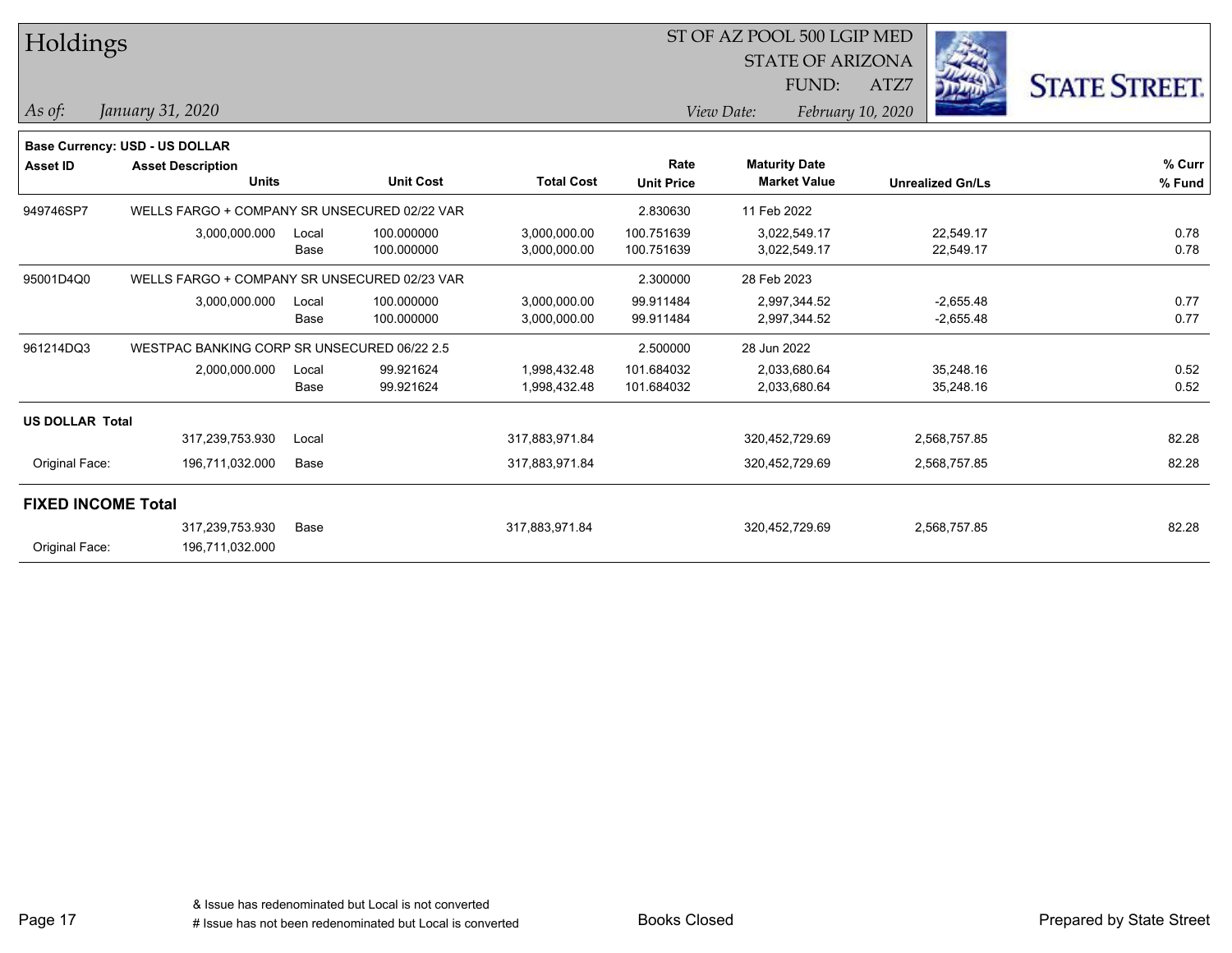# Holdings

ST OF AZ POOL 500 LGIP MED
STATE OF ARIZONA
FUND: ATZ7

*As of: January 31, 2020*

*View Date: February 10, 2020*

**Base Currency: USD - US DOLLAR**

| Asset ID | Asset Description / Units | | Unit Cost | Total Cost | Rate / Unit Price | Maturity Date / Market Value | Unrealized Gn/Ls | % Curr / % Fund |
|---|---|---|---|---|---|---|---|---|
| 949746SP7 | WELLS FARGO + COMPANY SR UNSECURED 02/22 VAR | | | | 2.830630 | 11 Feb 2022 | | |
| | 3,000,000.000 | Local | 100.000000 | 3,000,000.00 | 100.751639 | 3,022,549.17 | 22,549.17 | 0.78 |
| | | Base | 100.000000 | 3,000,000.00 | 100.751639 | 3,022,549.17 | 22,549.17 | 0.78 |
| 95001D4Q0 | WELLS FARGO + COMPANY SR UNSECURED 02/23 VAR | | | | 2.300000 | 28 Feb 2023 | | |
| | 3,000,000.000 | Local | 100.000000 | 3,000,000.00 | 99.911484 | 2,997,344.52 | -2,655.48 | 0.77 |
| | | Base | 100.000000 | 3,000,000.00 | 99.911484 | 2,997,344.52 | -2,655.48 | 0.77 |
| 961214DQ3 | WESTPAC BANKING CORP SR UNSECURED 06/22 2.5 | | | | 2.500000 | 28 Jun 2022 | | |
| | 2,000,000.000 | Local | 99.921624 | 1,998,432.48 | 101.684032 | 2,033,680.64 | 35,248.16 | 0.52 |
| | | Base | 99.921624 | 1,998,432.48 | 101.684032 | 2,033,680.64 | 35,248.16 | 0.52 |
| **US DOLLAR Total** | | | | | | | | |
| | 317,239,753.930 | Local | | 317,883,971.84 | | 320,452,729.69 | 2,568,757.85 | 82.28 |
| Original Face: | 196,711,032.000 | Base | | 317,883,971.84 | | 320,452,729.69 | 2,568,757.85 | 82.28 |
| **FIXED INCOME Total** | | | | | | | | |
| | 317,239,753.930 | Base | | 317,883,971.84 | | 320,452,729.69 | 2,568,757.85 | 82.28 |
| Original Face: | 196,711,032.000 | | | | | | | |

& Issue has redenominated but Local is not converted
# Issue has not been redenominated but Local is converted

Books Closed

Prepared by State Street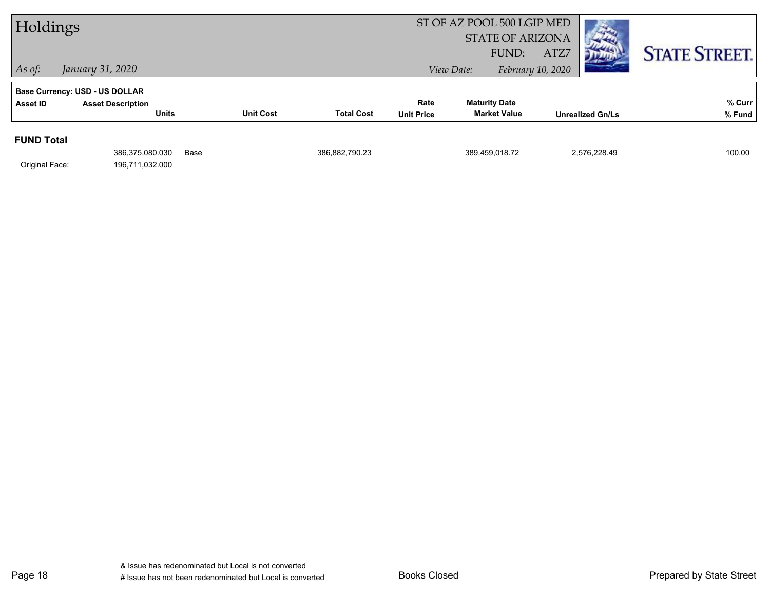# Holdings

ST OF AZ POOL 500 LGIP MED
STATE OF ARIZONA
FUND: ATZ7

*As of: January 31, 2020*

*View Date: February 10, 2020*

**Base Currency: USD - US DOLLAR**

| Asset ID | Asset Description / Units | | Unit Cost | Total Cost | Rate / Unit Price | Maturity Date / Market Value | Unrealized Gn/Ls | % Curr / % Fund |
|---|---|---|---|---|---|---|---|---|
| **FUND Total** | | | | | | | | |
| | 386,375,080.030 | Base | | 386,882,790.23 | | 389,459,018.72 | 2,576,228.49 | 100.00 |
| Original Face: | 196,711,032.000 | | | | | | | |

& Issue has redenominated but Local is not converted
# Issue has not been redenominated but Local is converted

Books Closed

Prepared by State Street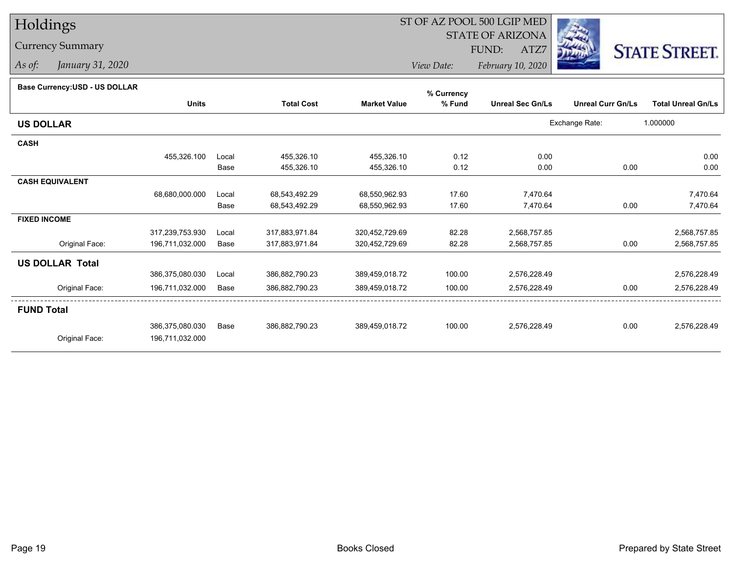# Holdings

## Currency Summary

*As of:* *January 31, 2020*

ST OF AZ POOL 500 LGIP MED
STATE OF ARIZONA
FUND: ATZ7

*View Date:* *February 10, 2020*

STATE STREET.

**Base Currency:USD - US DOLLAR**

| | Units | | Total Cost | Market Value | % Currency % Fund | Unreal Sec Gn/Ls | Unreal Curr Gn/Ls | Total Unreal Gn/Ls |
|---|---|---|---|---|---|---|---|---|
| **US DOLLAR** | | | | | | Exchange Rate: | 1.000000 | |
| **CASH** | | | | | | | | |
| | 455,326.100 | Local | 455,326.10 | 455,326.10 | 0.12 | 0.00 | | 0.00 |
| | | Base | 455,326.10 | 455,326.10 | 0.12 | 0.00 | 0.00 | 0.00 |
| **CASH EQUIVALENT** | | | | | | | | |
| | 68,680,000.000 | Local | 68,543,492.29 | 68,550,962.93 | 17.60 | 7,470.64 | | 7,470.64 |
| | | Base | 68,543,492.29 | 68,550,962.93 | 17.60 | 7,470.64 | 0.00 | 7,470.64 |
| **FIXED INCOME** | | | | | | | | |
| | 317,239,753.930 | Local | 317,883,971.84 | 320,452,729.69 | 82.28 | 2,568,757.85 | | 2,568,757.85 |
| Original Face: | 196,711,032.000 | Base | 317,883,971.84 | 320,452,729.69 | 82.28 | 2,568,757.85 | 0.00 | 2,568,757.85 |
| **US DOLLAR Total** | | | | | | | | |
| | 386,375,080.030 | Local | 386,882,790.23 | 389,459,018.72 | 100.00 | 2,576,228.49 | | 2,576,228.49 |
| Original Face: | 196,711,032.000 | Base | 386,882,790.23 | 389,459,018.72 | 100.00 | 2,576,228.49 | 0.00 | 2,576,228.49 |
| **FUND Total** | | | | | | | | |
| | 386,375,080.030 | Base | 386,882,790.23 | 389,459,018.72 | 100.00 | 2,576,228.49 | 0.00 | 2,576,228.49 |
| Original Face: | 196,711,032.000 | | | | | | | |

Books Closed

Prepared by State Street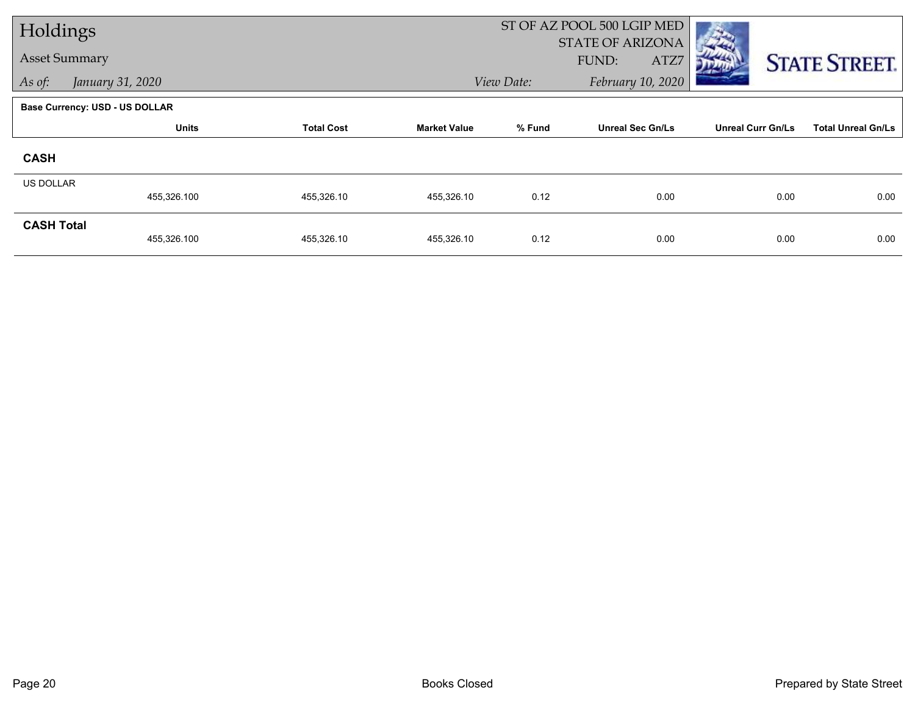# Holdings

## Asset Summary

*As of:* *January 31, 2020*

ST OF AZ POOL 500 LGIP MED
STATE OF ARIZONA
FUND: ATZ7
*View Date:* *February 10, 2020*

STATE STREET.

**Base Currency: USD - US DOLLAR**

| | Units | Total Cost | Market Value | % Fund | Unreal Sec Gn/Ls | Unreal Curr Gn/Ls | Total Unreal Gn/Ls |
|---|---|---|---|---|---|---|---|
| **CASH** | | | | | | | |
| US DOLLAR | 455,326.100 | 455,326.10 | 455,326.10 | 0.12 | 0.00 | 0.00 | 0.00 |
| **CASH Total** | 455,326.100 | 455,326.10 | 455,326.10 | 0.12 | 0.00 | 0.00 | 0.00 |

Books Closed

Prepared by State Street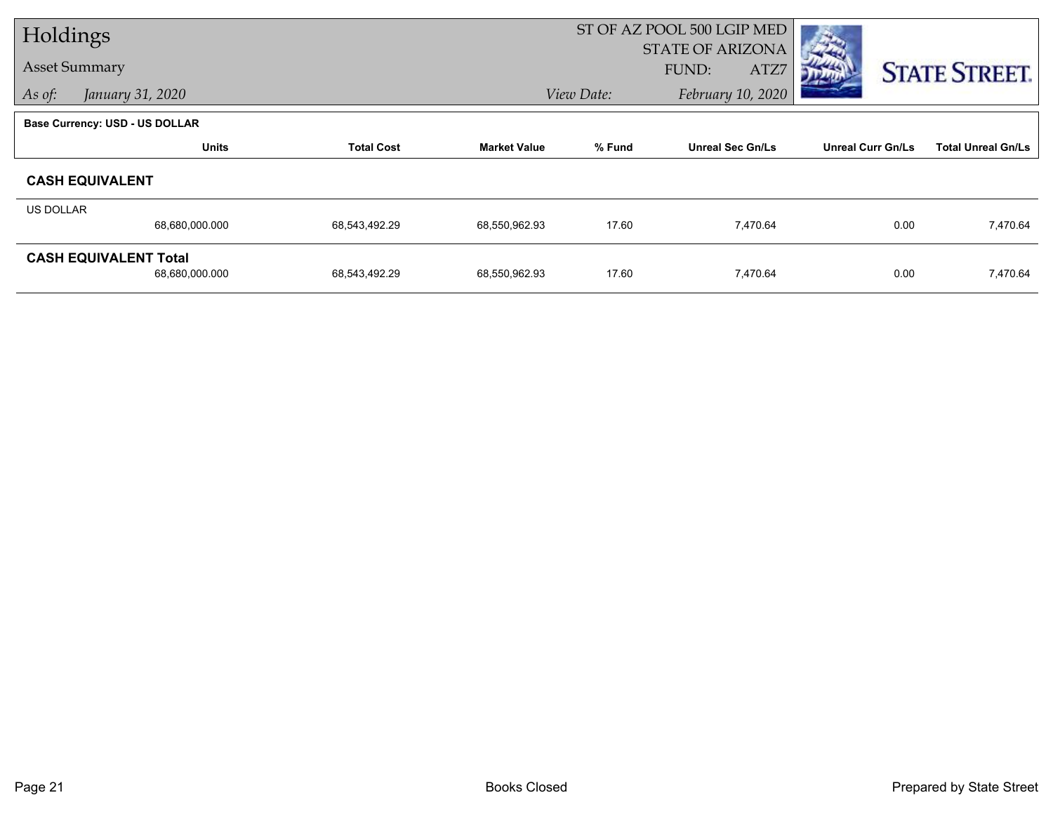# Holdings

Asset Summary

*As of: January 31, 2020*

ST OF AZ POOL 500 LGIP MED
STATE OF ARIZONA
FUND: ATZ7

*View Date: February 10, 2020*

STATE STREET.

**Base Currency: USD - US DOLLAR**

| | Units | Total Cost | Market Value | % Fund | Unreal Sec Gn/Ls | Unreal Curr Gn/Ls | Total Unreal Gn/Ls |
|---|---|---|---|---|---|---|---|
| **CASH EQUIVALENT** | | | | | | | |
| US DOLLAR | 68,680,000.000 | 68,543,492.29 | 68,550,962.93 | 17.60 | 7,470.64 | 0.00 | 7,470.64 |
| **CASH EQUIVALENT Total** | 68,680,000.000 | 68,543,492.29 | 68,550,962.93 | 17.60 | 7,470.64 | 0.00 | 7,470.64 |

Books Closed

Prepared by State Street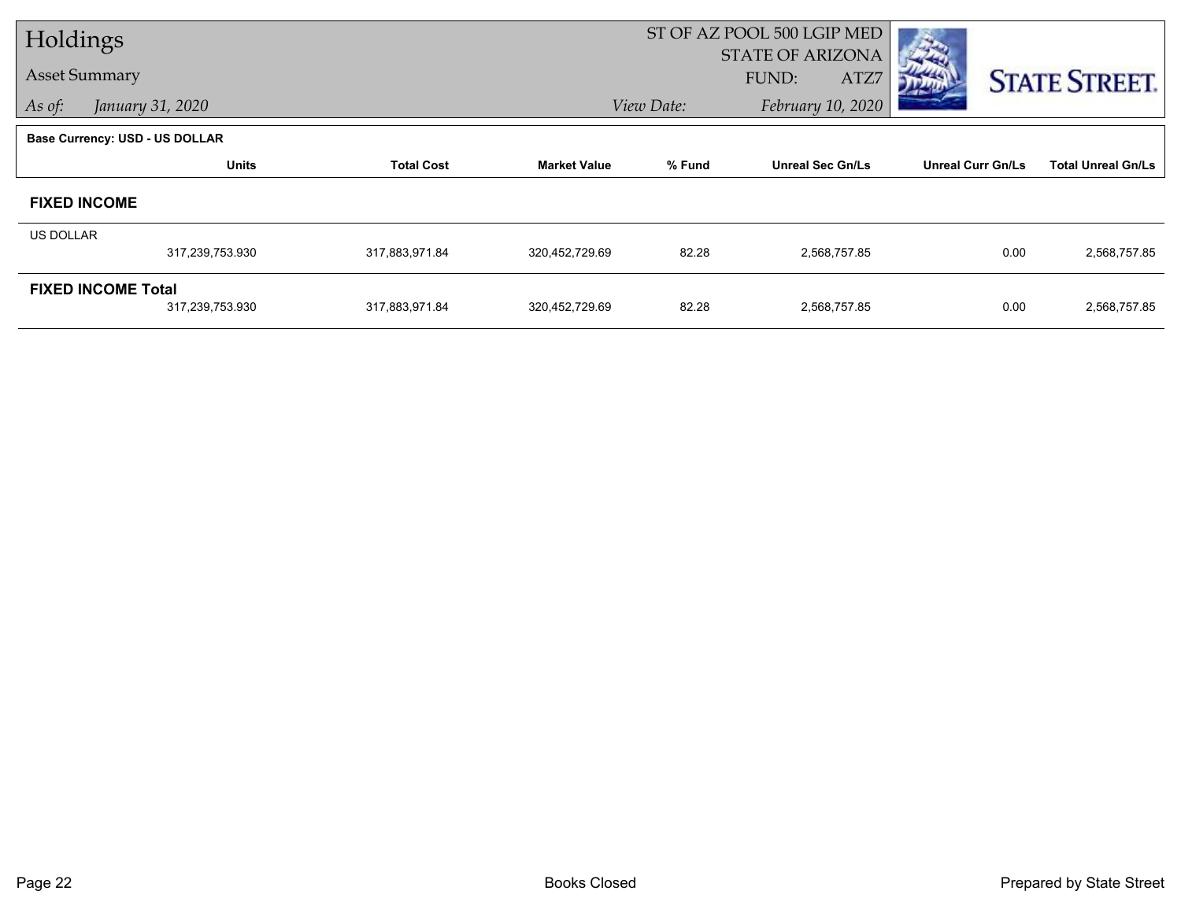# Holdings

## Asset Summary

*As of:* *January 31, 2020*

ST OF AZ POOL 500 LGIP MED
STATE OF ARIZONA
FUND: ATZ7
*View Date:* *February 10, 2020*

**Base Currency: USD - US DOLLAR**

| | Units | Total Cost | Market Value | % Fund | Unreal Sec Gn/Ls | Unreal Curr Gn/Ls | Total Unreal Gn/Ls |
|---|---|---|---|---|---|---|---|
| **FIXED INCOME** | | | | | | | |
| US DOLLAR | 317,239,753.930 | 317,883,971.84 | 320,452,729.69 | 82.28 | 2,568,757.85 | 0.00 | 2,568,757.85 |
| **FIXED INCOME Total** | 317,239,753.930 | 317,883,971.84 | 320,452,729.69 | 82.28 | 2,568,757.85 | 0.00 | 2,568,757.85 |

Books Closed

Prepared by State Street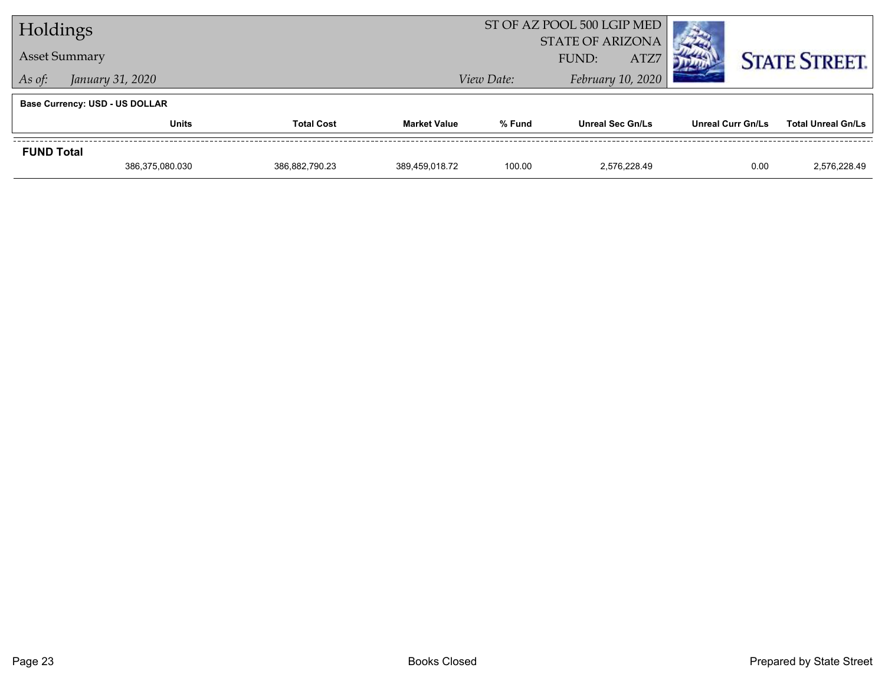# Holdings

**Asset Summary**

*As of:* *January 31, 2020*

ST OF AZ POOL 500 LGIP MED
STATE OF ARIZONA
FUND: ATZ7

*View Date:* *February 10, 2020*

STATE STREET.

**Base Currency: USD - US DOLLAR**

| | Units | Total Cost | Market Value | % Fund | Unreal Sec Gn/Ls | Unreal Curr Gn/Ls | Total Unreal Gn/Ls |
|---|---|---|---|---|---|---|---|
| **FUND Total** | | | | | | | |
| | 386,375,080.030 | 386,882,790.23 | 389,459,018.72 | 100.00 | 2,576,228.49 | 0.00 | 2,576,228.49 |

Books Closed

Prepared by State Street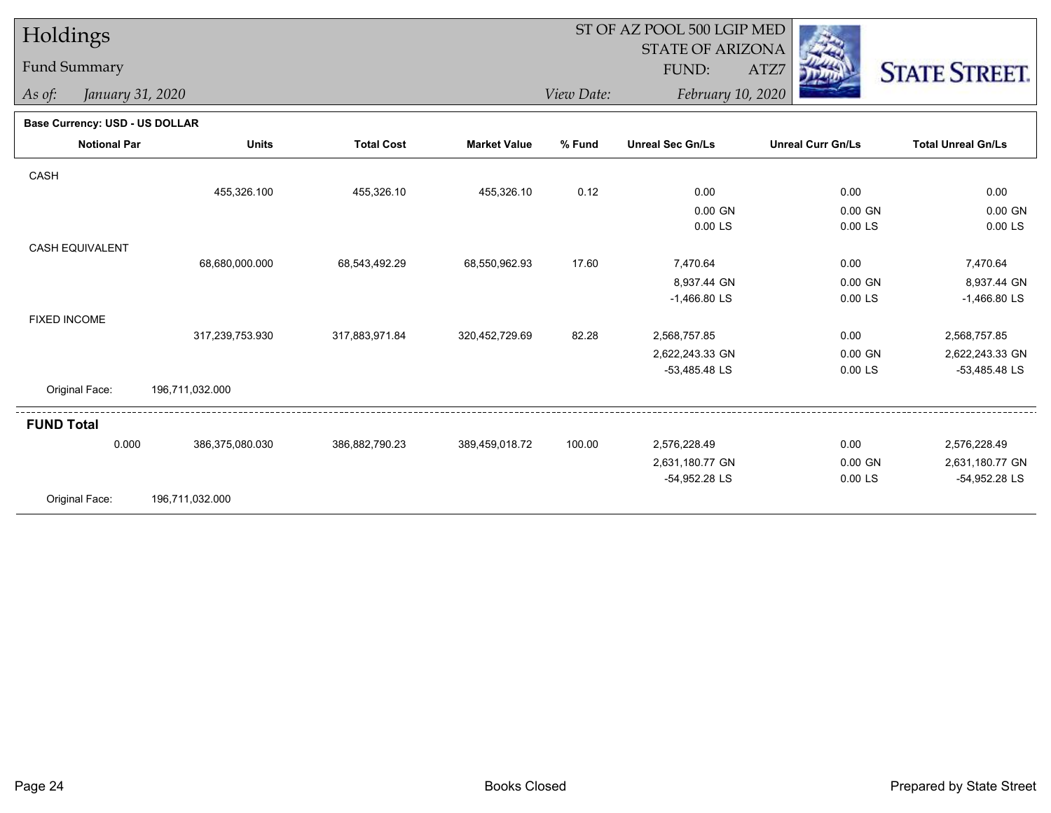# Holdings

Fund Summary

*As of:* *January 31, 2020*

ST OF AZ POOL 500 LGIP MED
STATE OF ARIZONA
FUND: ATZ7

*View Date:* *February 10, 2020*

STATE STREET.

**Base Currency: USD - US DOLLAR**

| Notional Par | Units | Total Cost | Market Value | % Fund | Unreal Sec Gn/Ls | Unreal Curr Gn/Ls | Total Unreal Gn/Ls |
|---|---|---|---|---|---|---|---|
| CASH | | | | | | | |
| | 455,326.100 | 455,326.10 | 455,326.10 | 0.12 | 0.00 | 0.00 | 0.00 |
| | | | | | 0.00 GN | 0.00 GN | 0.00 GN |
| | | | | | 0.00 LS | 0.00 LS | 0.00 LS |
| CASH EQUIVALENT | | | | | | | |
| | 68,680,000.000 | 68,543,492.29 | 68,550,962.93 | 17.60 | 7,470.64 | 0.00 | 7,470.64 |
| | | | | | 8,937.44 GN | 0.00 GN | 8,937.44 GN |
| | | | | | -1,466.80 LS | 0.00 LS | -1,466.80 LS |
| FIXED INCOME | | | | | | | |
| | 317,239,753.930 | 317,883,971.84 | 320,452,729.69 | 82.28 | 2,568,757.85 | 0.00 | 2,568,757.85 |
| | | | | | 2,622,243.33 GN | 0.00 GN | 2,622,243.33 GN |
| | | | | | -53,485.48 LS | 0.00 LS | -53,485.48 LS |
| Original Face: 196,711,032.000 | | | | | | | |
| **FUND Total** | | | | | | | |
| 0.000 | 386,375,080.030 | 386,882,790.23 | 389,459,018.72 | 100.00 | 2,576,228.49 | 0.00 | 2,576,228.49 |
| | | | | | 2,631,180.77 GN | 0.00 GN | 2,631,180.77 GN |
| | | | | | -54,952.28 LS | 0.00 LS | -54,952.28 LS |
| Original Face: 196,711,032.000 | | | | | | | |

Books Closed

Prepared by State Street